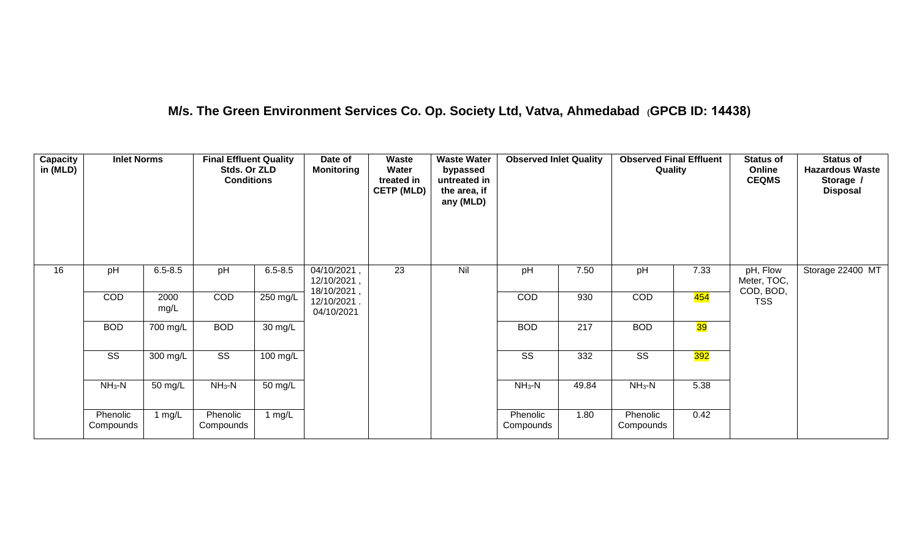## M/s. The Green Environment Services Co. Op. Society Ltd, Vatva, Ahmedabad (GPCB ID: 14438)

| Capacity in (MLD) | Inlet Norms | | Final Effluent Quality Stds. Or ZLD Conditions | | Date of Monitoring | Waste Water treated in CETP (MLD) | Waste Water bypassed untreated in the area, if any (MLD) | Observed Inlet Quality | | Observed Final Effluent Quality | | Status of Online CEQMS | Status of Hazardous Waste Storage / Disposal |
|---|---|---|---|---|---|---|---|---|---|---|---|---|---|
| 16 | pH | 6.5-8.5 | pH | 6.5-8.5 | 04/10/2021 , 12/10/2021 , 18/10/2021 , 12/10/2021 . 04/10/2021 | 23 | Nil | pH | 7.50 | pH | 7.33 | pH, Flow Meter, TOC, COD, BOD, TSS | Storage 22400 MT |
| | COD | 2000 mg/L | COD | 250 mg/L | | | | COD | 930 | COD | 454 | | |
| | BOD | 700 mg/L | BOD | 30 mg/L | | | | BOD | 217 | BOD | 39 | | |
| | SS | 300 mg/L | SS | 100 mg/L | | | | SS | 332 | SS | 392 | | |
| | $NH_3$-N | 50 mg/L | $NH_3$-N | 50 mg/L | | | | $NH_3$-N | 49.84 | $NH_3$-N | 5.38 | | |
| | Phenolic Compounds | 1 mg/L | Phenolic Compounds | 1 mg/L | | | | Phenolic Compounds | 1.80 | Phenolic Compounds | 0.42 | | |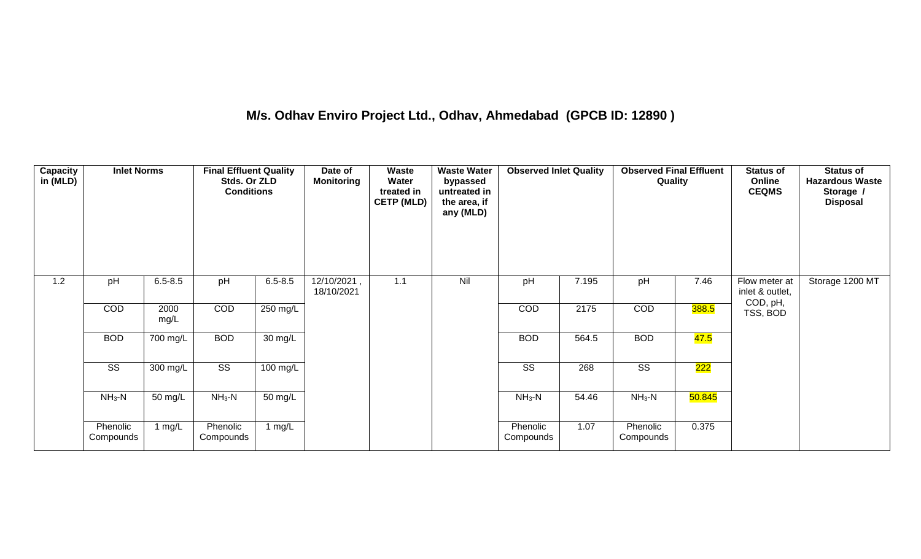## M/s. Odhav Enviro Project Ltd., Odhav, Ahmedabad (GPCB ID: 12890 )

| Capacity in (MLD) | Inlet Norms | | Final Effluent Quality Stds. Or ZLD Conditions | | Date of Monitoring | Waste Water treated in CETP (MLD) | Waste Water bypassed untreated in the area, if any (MLD) | Observed Inlet Quality | | Observed Final Effluent Quality | | Status of Online CEQMS | Status of Hazardous Waste Storage / Disposal |
|---|---|---|---|---|---|---|---|---|---|---|---|---|---|
| 1.2 | pH | 6.5-8.5 | pH | 6.5-8.5 | 12/10/2021 , 18/10/2021 | 1.1 | Nil | pH | 7.195 | pH | 7.46 | Flow meter at inlet & outlet, COD, pH, TSS, BOD | Storage 1200 MT |
| | COD | 2000 mg/L | COD | 250 mg/L | | | | COD | 2175 | COD | 388.5 | | |
| | BOD | 700 mg/L | BOD | 30 mg/L | | | | BOD | 564.5 | BOD | 47.5 | | |
| | SS | 300 mg/L | SS | 100 mg/L | | | | SS | 268 | SS | 222 | | |
| | $NH_3$-N | 50 mg/L | $NH_3$-N | 50 mg/L | | | | $NH_3$-N | 54.46 | $NH_3$-N | 50.845 | | |
| | Phenolic Compounds | 1 mg/L | Phenolic Compounds | 1 mg/L | | | | Phenolic Compounds | 1.07 | Phenolic Compounds | 0.375 | | |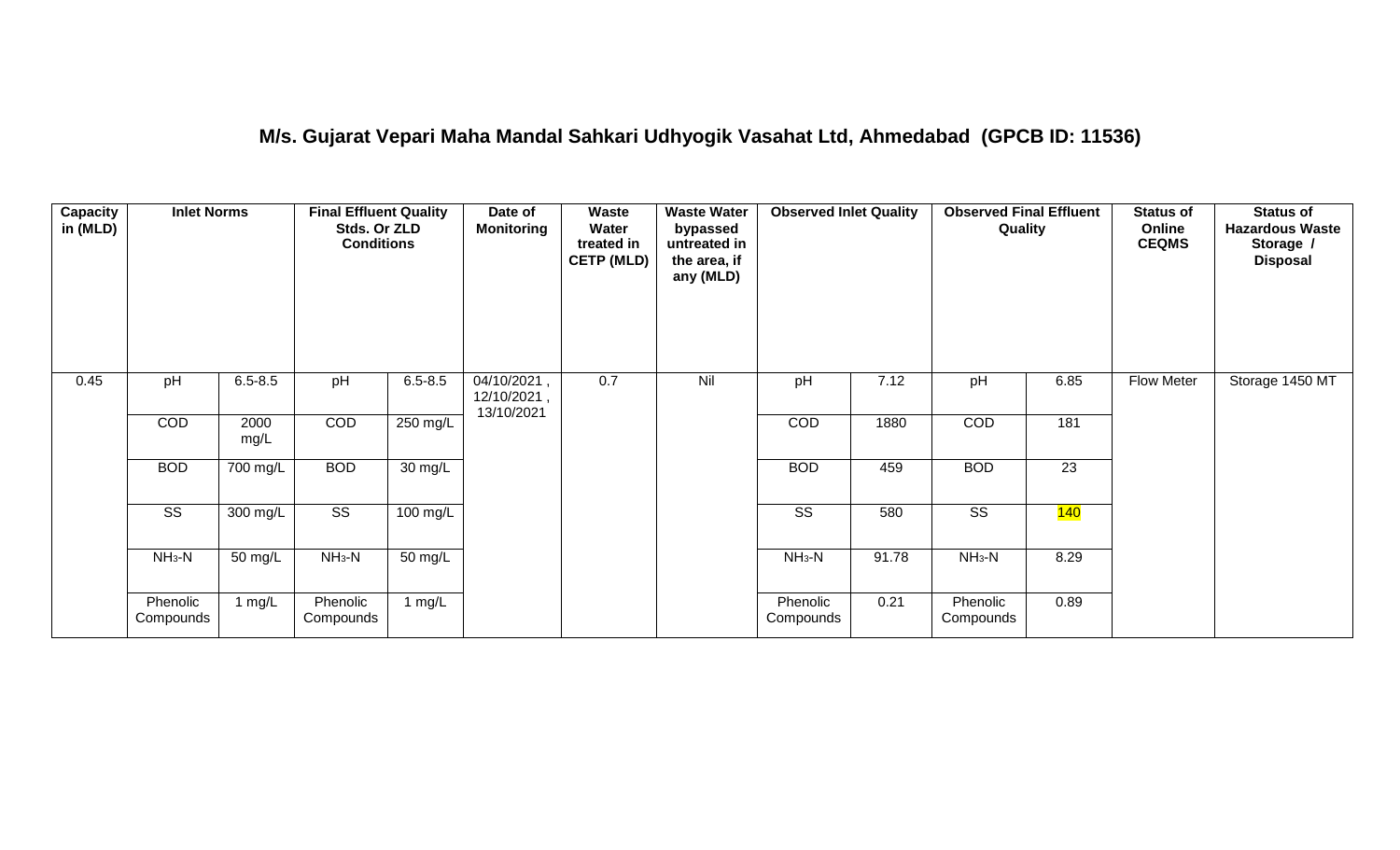# M/s. Gujarat Vepari Maha Mandal Sahkari Udhyogik Vasahat Ltd, Ahmedabad (GPCB ID: 11536)

| Capacity in (MLD) | Inlet Norms | | Final Effluent Quality Stds. Or ZLD Conditions | | Date of Monitoring | Waste Water treated in CETP (MLD) | Waste Water bypassed untreated in the area, if any (MLD) | Observed Inlet Quality | | Observed Final Effluent Quality | | Status of Online CEQMS | Status of Hazardous Waste Storage / Disposal |
|---|---|---|---|---|---|---|---|---|---|---|---|---|---|
| 0.45 | pH | 6.5-8.5 | pH | 6.5-8.5 | 04/10/2021 , 12/10/2021 , 13/10/2021 | 0.7 | Nil | pH | 7.12 | pH | 6.85 | Flow Meter | Storage 1450 MT |
| | COD | 2000 mg/L | COD | 250 mg/L | | | | COD | 1880 | COD | 181 | | |
| | BOD | 700 mg/L | BOD | 30 mg/L | | | | BOD | 459 | BOD | 23 | | |
| | SS | 300 mg/L | SS | 100 mg/L | | | | SS | 580 | SS | 140 | | |
| | $NH_3$-N | 50 mg/L | $NH_3$-N | 50 mg/L | | | | $NH_3$-N | 91.78 | $NH_3$-N | 8.29 | | |
| | Phenolic Compounds | 1 mg/L | Phenolic Compounds | 1 mg/L | | | | Phenolic Compounds | 0.21 | Phenolic Compounds | 0.89 | | |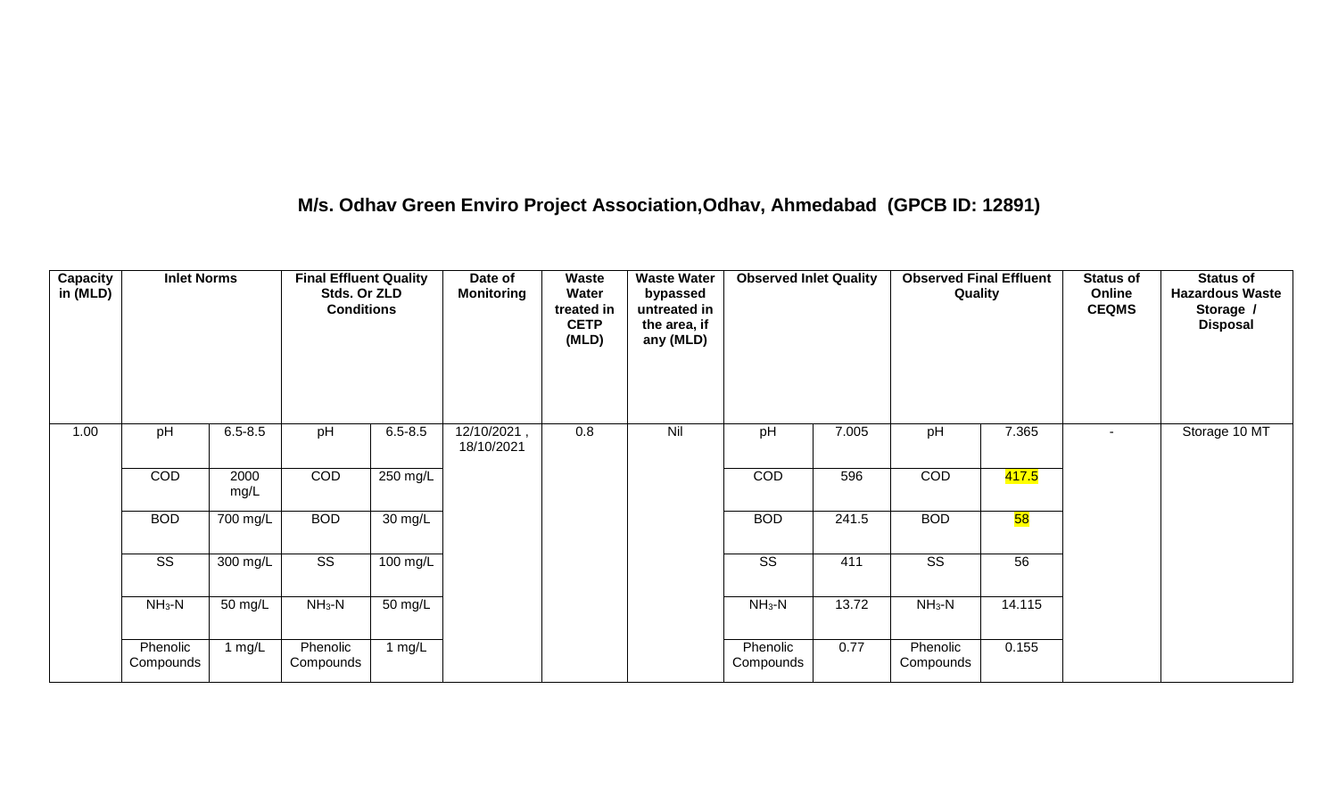## M/s. Odhav Green Enviro Project Association,Odhav, Ahmedabad (GPCB ID: 12891)

| Capacity in (MLD) | Inlet Norms | | Final Effluent Quality Stds. Or ZLD Conditions | | Date of Monitoring | Waste Water treated in CETP (MLD) | Waste Water bypassed untreated in the area, if any (MLD) | Observed Inlet Quality | | Observed Final Effluent Quality | | Status of Online CEQMS | Status of Hazardous Waste Storage / Disposal |
|---|---|---|---|---|---|---|---|---|---|---|---|---|---|
| 1.00 | pH | 6.5-8.5 | pH | 6.5-8.5 | 12/10/2021 , 18/10/2021 | 0.8 | Nil | pH | 7.005 | pH | 7.365 | - | Storage 10 MT |
| | COD | 2000 mg/L | COD | 250 mg/L | | | | COD | 596 | COD | 417.5 | | |
| | BOD | 700 mg/L | BOD | 30 mg/L | | | | BOD | 241.5 | BOD | 58 | | |
| | SS | 300 mg/L | SS | 100 mg/L | | | | SS | 411 | SS | 56 | | |
| | $NH_3$-N | 50 mg/L | $NH_3$-N | 50 mg/L | | | | $NH_3$-N | 13.72 | $NH_3$-N | 14.115 | | |
| | Phenolic Compounds | 1 mg/L | Phenolic Compounds | 1 mg/L | | | | Phenolic Compounds | 0.77 | Phenolic Compounds | 0.155 | | |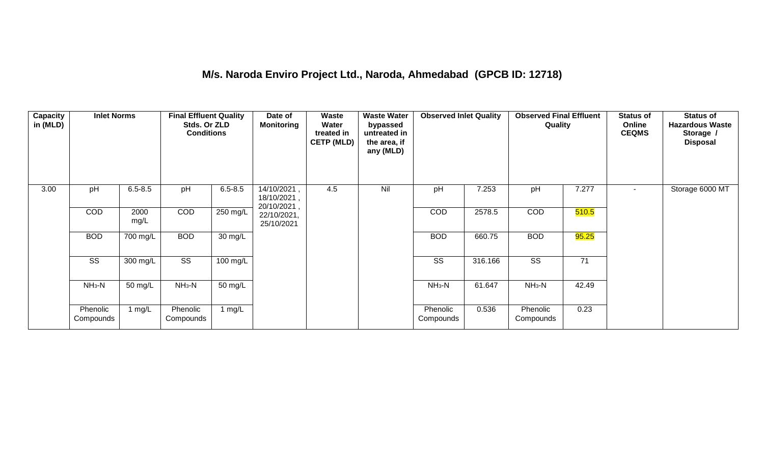## M/s. Naroda Enviro Project Ltd., Naroda, Ahmedabad (GPCB ID: 12718)

| Capacity in (MLD) | Inlet Norms | | Final Effluent Quality Stds. Or ZLD Conditions | | Date of Monitoring | Waste Water treated in CETP (MLD) | Waste Water bypassed untreated in the area, if any (MLD) | Observed Inlet Quality | | Observed Final Effluent Quality | | Status of Online CEQMS | Status of Hazardous Waste Storage / Disposal |
|---|---|---|---|---|---|---|---|---|---|---|---|---|---|
| 3.00 | pH | 6.5-8.5 | pH | 6.5-8.5 | 14/10/2021, 18/10/2021, 20/10/2021, 22/10/2021, 25/10/2021 | 4.5 | Nil | pH | 7.253 | pH | 7.277 | - | Storage 6000 MT |
| | COD | 2000 mg/L | COD | 250 mg/L | | | | COD | 2578.5 | COD | 510.5 | | |
| | BOD | 700 mg/L | BOD | 30 mg/L | | | | BOD | 660.75 | BOD | 95.25 | | |
| | SS | 300 mg/L | SS | 100 mg/L | | | | SS | 316.166 | SS | 71 | | |
| | $NH_3$-N | 50 mg/L | $NH_3$-N | 50 mg/L | | | | $NH_3$-N | 61.647 | $NH_3$-N | 42.49 | | |
| | Phenolic Compounds | 1 mg/L | Phenolic Compounds | 1 mg/L | | | | Phenolic Compounds | 0.536 | Phenolic Compounds | 0.23 | | |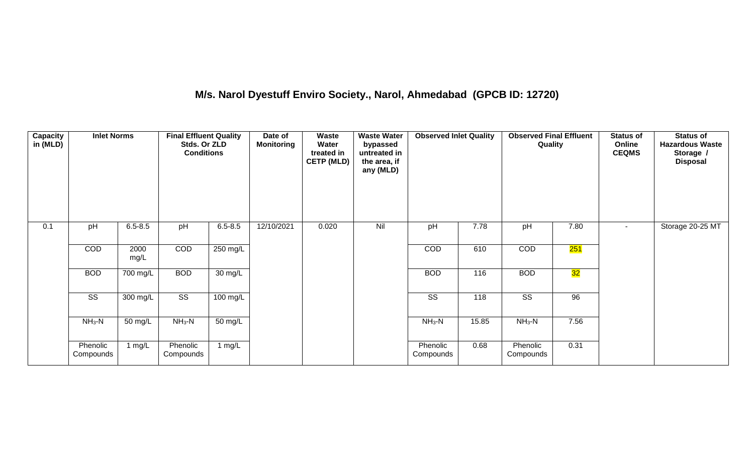# M/s. Narol Dyestuff Enviro Society., Narol, Ahmedabad (GPCB ID: 12720)

| Capacity in (MLD) | Inlet Norms | | Final Effluent Quality Stds. Or ZLD Conditions | | Date of Monitoring | Waste Water treated in CETP (MLD) | Waste Water bypassed untreated in the area, if any (MLD) | Observed Inlet Quality | | Observed Final Effluent Quality | | Status of Online CEQMS | Status of Hazardous Waste Storage / Disposal |
|---|---|---|---|---|---|---|---|---|---|---|---|---|---|
| 0.1 | pH | 6.5-8.5 | pH | 6.5-8.5 | 12/10/2021 | 0.020 | Nil | pH | 7.78 | pH | 7.80 | - | Storage 20-25 MT |
| | COD | 2000 mg/L | COD | 250 mg/L | | | | COD | 610 | COD | 251 | | |
| | BOD | 700 mg/L | BOD | 30 mg/L | | | | BOD | 116 | BOD | 32 | | |
| | SS | 300 mg/L | SS | 100 mg/L | | | | SS | 118 | SS | 96 | | |
| | $NH_3$-N | 50 mg/L | $NH_3$-N | 50 mg/L | | | | $NH_3$-N | 15.85 | $NH_3$-N | 7.56 | | |
| | Phenolic Compounds | 1 mg/L | Phenolic Compounds | 1 mg/L | | | | Phenolic Compounds | 0.68 | Phenolic Compounds | 0.31 | | |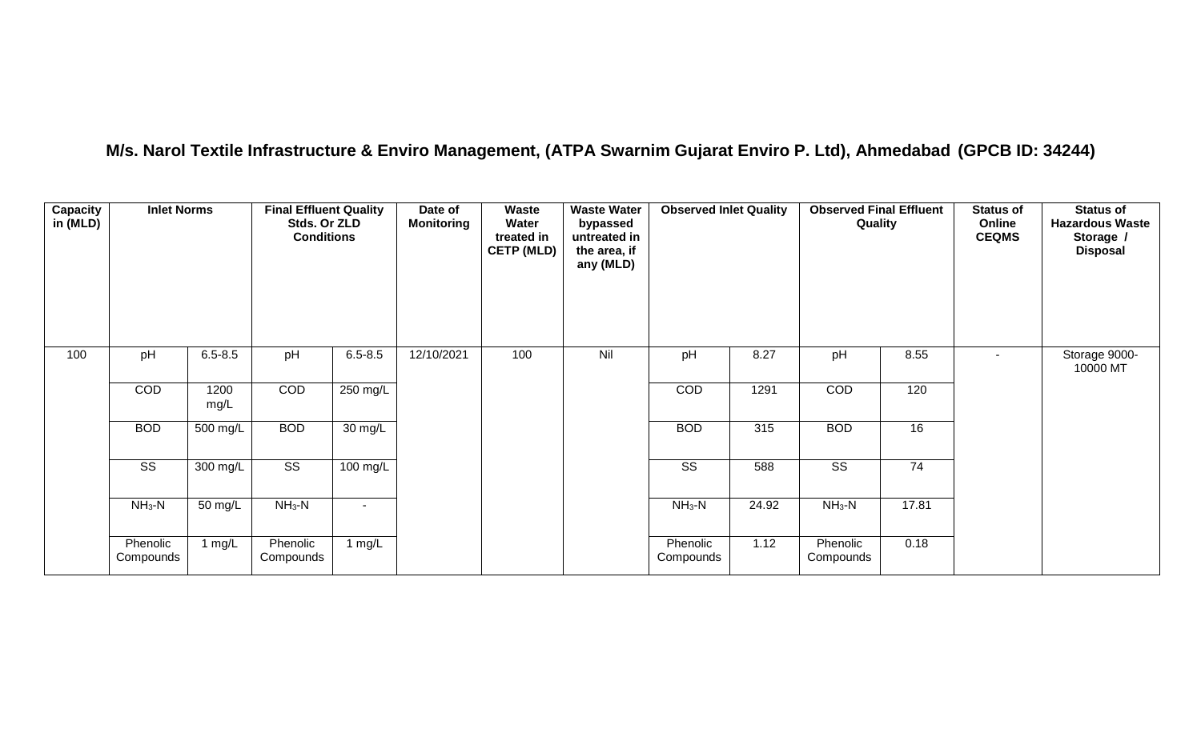# M/s. Narol Textile Infrastructure & Enviro Management, (ATPA Swarnim Gujarat Enviro P. Ltd), Ahmedabad (GPCB ID: 34244)

| Capacity in (MLD) | Inlet Norms | | Final Effluent Quality Stds. Or ZLD Conditions | | Date of Monitoring | Waste Water treated in CETP (MLD) | Waste Water bypassed untreated in the area, if any (MLD) | Observed Inlet Quality | | Observed Final Effluent Quality | | Status of Online CEQMS | Status of Hazardous Waste Storage / Disposal |
|---|---|---|---|---|---|---|---|---|---|---|---|---|---|
| 100 | pH | 6.5-8.5 | pH | 6.5-8.5 | 12/10/2021 | 100 | Nil | pH | 8.27 | pH | 8.55 | - | Storage 9000-10000 MT |
| | COD | 1200 mg/L | COD | 250 mg/L | | | | COD | 1291 | COD | 120 | | |
| | BOD | 500 mg/L | BOD | 30 mg/L | | | | BOD | 315 | BOD | 16 | | |
| | SS | 300 mg/L | SS | 100 mg/L | | | | SS | 588 | SS | 74 | | |
| | $NH_3$-N | 50 mg/L | $NH_3$-N | - | | | | $NH_3$-N | 24.92 | $NH_3$-N | 17.81 | | |
| | Phenolic Compounds | 1 mg/L | Phenolic Compounds | 1 mg/L | | | | Phenolic Compounds | 1.12 | Phenolic Compounds | 0.18 | | |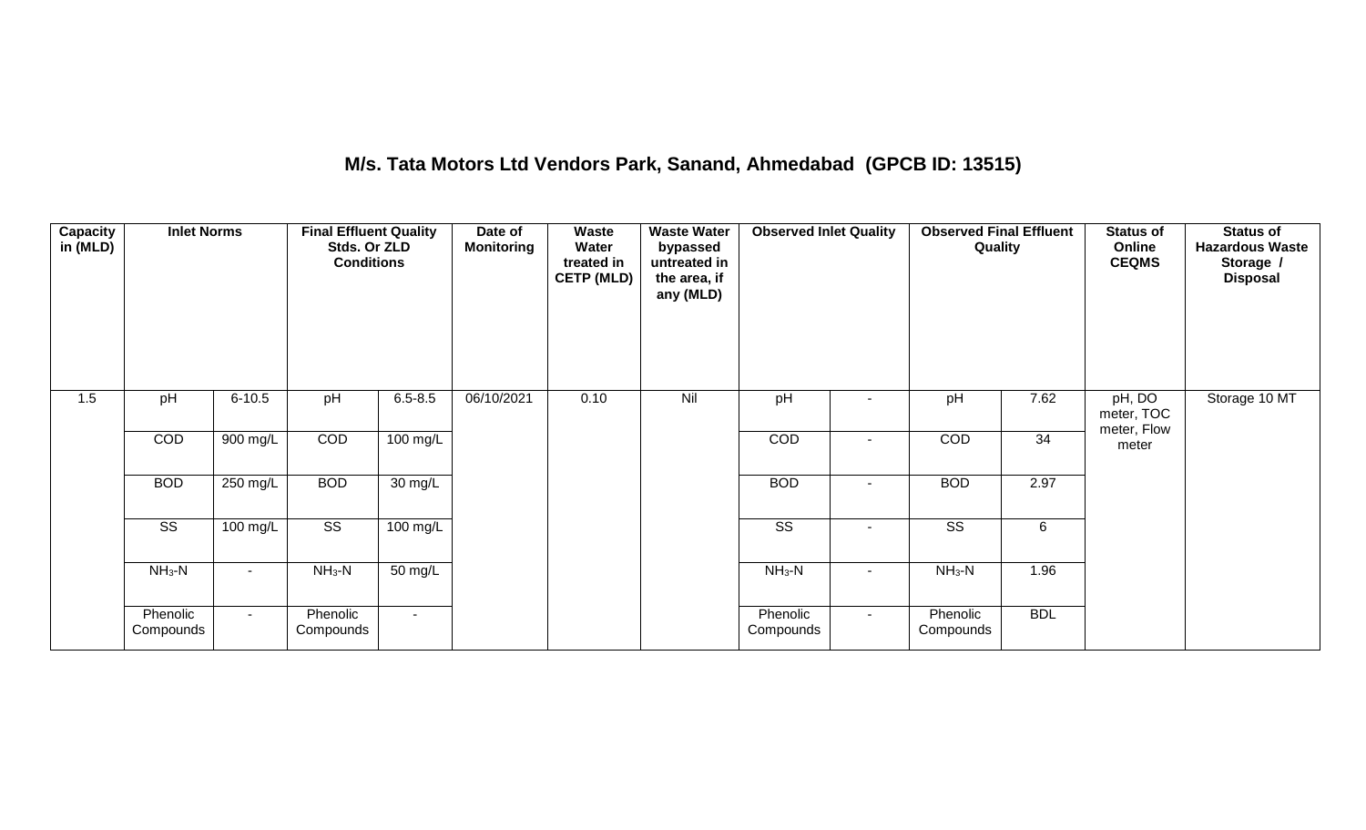## M/s. Tata Motors Ltd Vendors Park, Sanand, Ahmedabad (GPCB ID: 13515)

| Capacity in (MLD) | Inlet Norms | | Final Effluent Quality Stds. Or ZLD Conditions | | Date of Monitoring | Waste Water treated in CETP (MLD) | Waste Water bypassed untreated in the area, if any (MLD) | Observed Inlet Quality | | Observed Final Effluent Quality | | Status of Online CEQMS | Status of Hazardous Waste Storage / Disposal |
|---|---|---|---|---|---|---|---|---|---|---|---|---|---|
| 1.5 | pH | 6-10.5 | pH | 6.5-8.5 | 06/10/2021 | 0.10 | Nil | pH | - | pH | 7.62 | pH, DO meter, TOC meter, Flow meter | Storage 10 MT |
| | COD | 900 mg/L | COD | 100 mg/L | | | | COD | - | COD | 34 | | |
| | BOD | 250 mg/L | BOD | 30 mg/L | | | | BOD | - | BOD | 2.97 | | |
| | SS | 100 mg/L | SS | 100 mg/L | | | | SS | - | SS | 6 | | |
| | $NH_3$-N | - | $NH_3$-N | 50 mg/L | | | | $NH_3$-N | - | $NH_3$-N | 1.96 | | |
| | Phenolic Compounds | - | Phenolic Compounds | - | | | | Phenolic Compounds | - | Phenolic Compounds | BDL | | |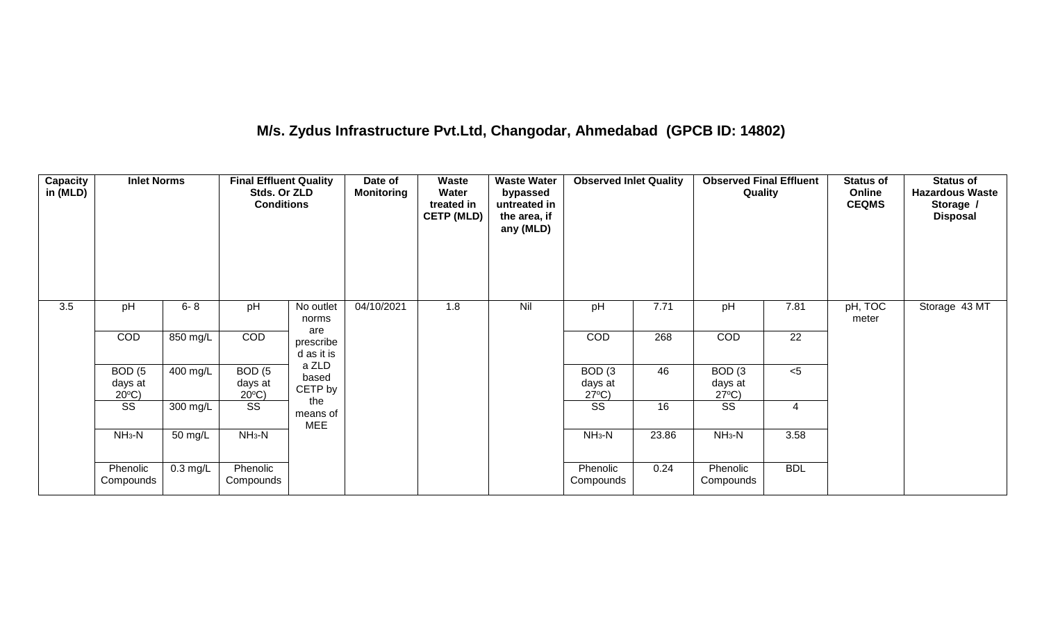## M/s. Zydus Infrastructure Pvt.Ltd, Changodar, Ahmedabad (GPCB ID: 14802)

| Capacity in (MLD) | Inlet Norms | | Final Effluent Quality Stds. Or ZLD Conditions | | Date of Monitoring | Waste Water treated in CETP (MLD) | Waste Water bypassed untreated in the area, if any (MLD) | Observed Inlet Quality | | Observed Final Effluent Quality | | Status of Online CEQMS | Status of Hazardous Waste Storage / Disposal |
|---|---|---|---|---|---|---|---|---|---|---|---|---|---|
| 3.5 | pH | 6- 8 | pH | No outlet norms are prescribed as it is a ZLD based CETP by the means of MEE | 04/10/2021 | 1.8 | Nil | pH | 7.71 | pH | 7.81 | pH, TOC meter | Storage 43 MT |
| | COD | 850 mg/L | COD | | | | | COD | 268 | COD | 22 | | |
| | BOD (5 days at 20°C) | 400 mg/L | BOD (5 days at 20°C) | | | | | BOD (3 days at 27°C) | 46 | BOD (3 days at 27°C) | <5 | | |
| | SS | 300 mg/L | SS | | | | | SS | 16 | SS | 4 | | |
| | $NH_3$-N | 50 mg/L | $NH_3$-N | | | | | $NH_3$-N | 23.86 | $NH_3$-N | 3.58 | | |
| | Phenolic Compounds | 0.3 mg/L | Phenolic Compounds | | | | | Phenolic Compounds | 0.24 | Phenolic Compounds | BDL | | |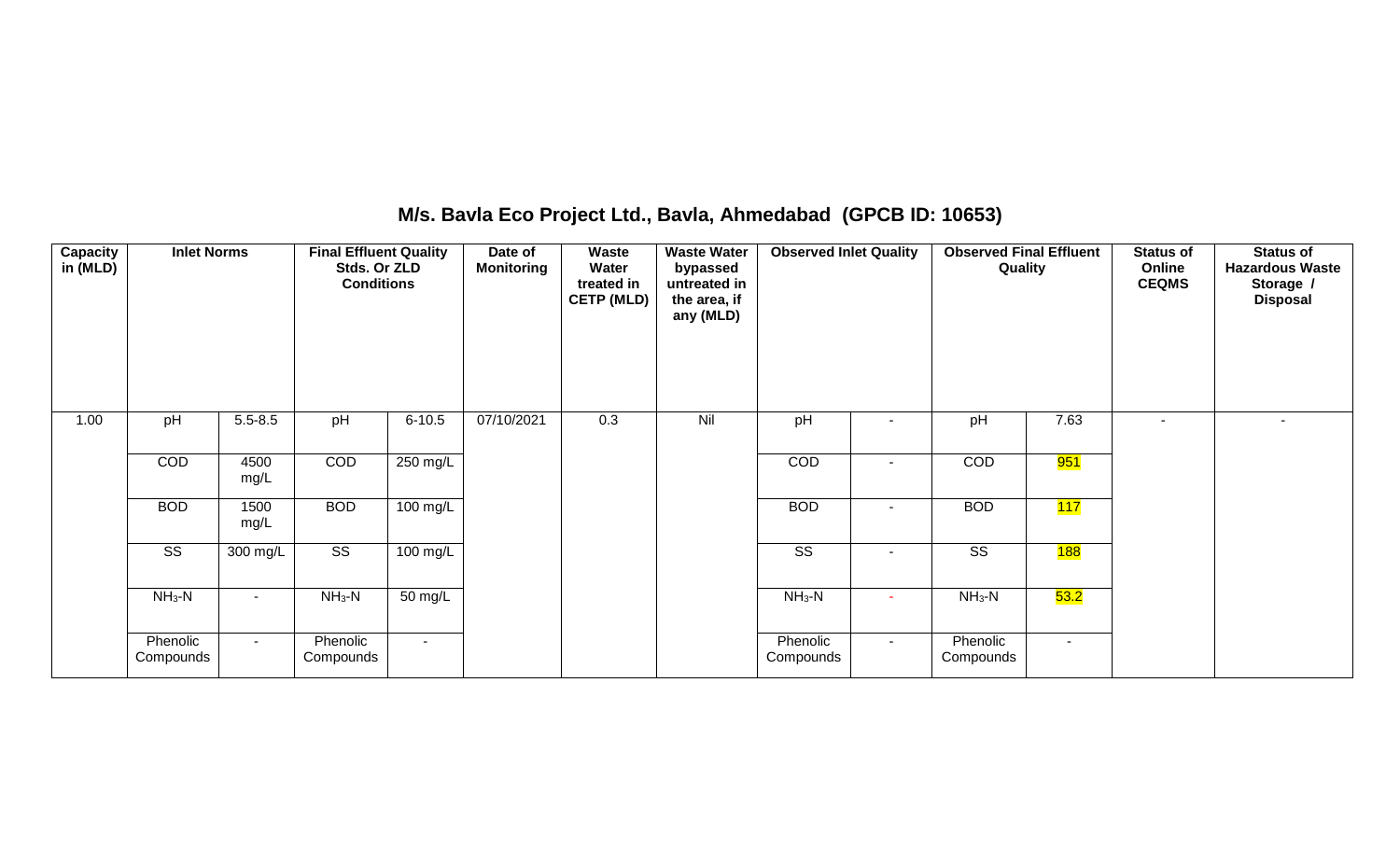## M/s. Bavla Eco Project Ltd., Bavla, Ahmedabad (GPCB ID: 10653)

| Capacity in (MLD) | Inlet Norms | | Final Effluent Quality Stds. Or ZLD Conditions | | Date of Monitoring | Waste Water treated in CETP (MLD) | Waste Water bypassed untreated in the area, if any (MLD) | Observed Inlet Quality | | Observed Final Effluent Quality | | Status of Online CEQMS | Status of Hazardous Waste Storage / Disposal |
|---|---|---|---|---|---|---|---|---|---|---|---|---|---|
| 1.00 | pH | 5.5-8.5 | pH | 6-10.5 | 07/10/2021 | 0.3 | Nil | pH | - | pH | 7.63 | - | - |
| | COD | 4500 mg/L | COD | 250 mg/L | | | | COD | - | COD | 951 | | |
| | BOD | 1500 mg/L | BOD | 100 mg/L | | | | BOD | - | BOD | 117 | | |
| | SS | 300 mg/L | SS | 100 mg/L | | | | SS | - | SS | 188 | | |
| | $NH_3$-N | - | $NH_3$-N | 50 mg/L | | | | $NH_3$-N | - | $NH_3$-N | 53.2 | | |
| | Phenolic Compounds | - | Phenolic Compounds | - | | | | Phenolic Compounds | - | Phenolic Compounds | - | | |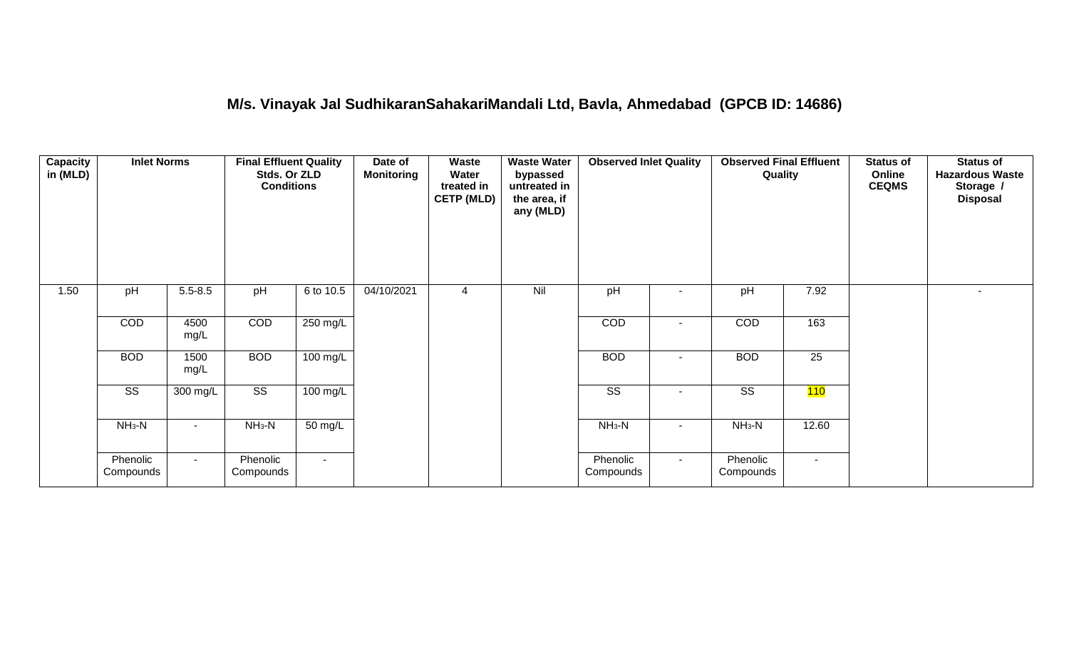## M/s. Vinayak Jal SudhikaranSahakariMandali Ltd, Bavla, Ahmedabad (GPCB ID: 14686)

| Capacity in (MLD) | Inlet Norms | | Final Effluent Quality Stds. Or ZLD Conditions | | Date of Monitoring | Waste Water treated in CETP (MLD) | Waste Water bypassed untreated in the area, if any (MLD) | Observed Inlet Quality | | Observed Final Effluent Quality | | Status of Online CEQMS | Status of Hazardous Waste Storage / Disposal |
|---|---|---|---|---|---|---|---|---|---|---|---|---|---|
| 1.50 | pH | 5.5-8.5 | pH | 6 to 10.5 | 04/10/2021 | 4 | Nil | pH | - | pH | 7.92 | | - |
| | COD | 4500 mg/L | COD | 250 mg/L | | | | COD | - | COD | 163 | | |
| | BOD | 1500 mg/L | BOD | 100 mg/L | | | | BOD | - | BOD | 25 | | |
| | SS | 300 mg/L | SS | 100 mg/L | | | | SS | - | SS | 110 | | |
| | $NH_3$-N | - | $NH_3$-N | 50 mg/L | | | | $NH_3$-N | - | $NH_3$-N | 12.60 | | |
| | Phenolic Compounds | - | Phenolic Compounds | - | | | | Phenolic Compounds | - | Phenolic Compounds | - | | |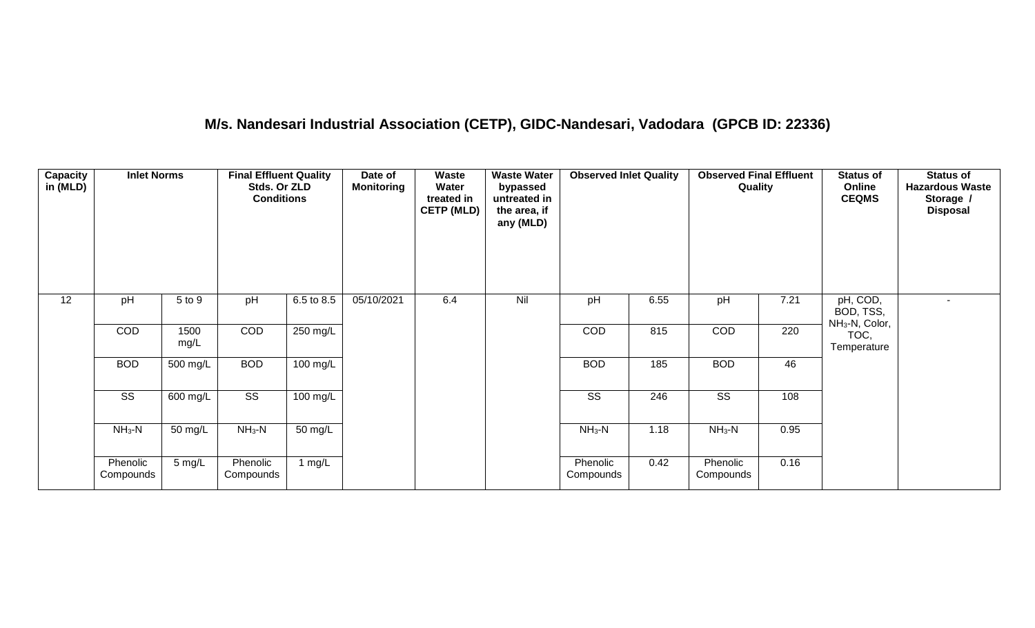## M/s. Nandesari Industrial Association (CETP), GIDC-Nandesari, Vadodara (GPCB ID: 22336)

| Capacity in (MLD) | Inlet Norms | | Final Effluent Quality Stds. Or ZLD Conditions | | Date of Monitoring | Waste Water treated in CETP (MLD) | Waste Water bypassed untreated in the area, if any (MLD) | Observed Inlet Quality | | Observed Final Effluent Quality | | Status of Online CEQMS | Status of Hazardous Waste Storage / Disposal |
|---|---|---|---|---|---|---|---|---|---|---|---|---|---|
| 12 | pH | 5 to 9 | pH | 6.5 to 8.5 | 05/10/2021 | 6.4 | Nil | pH | 6.55 | pH | 7.21 | pH, COD, BOD, TSS, $NH_3$-N, Color, TOC, Temperature | - |
| | COD | 1500 mg/L | COD | 250 mg/L | | | | COD | 815 | COD | 220 | | |
| | BOD | 500 mg/L | BOD | 100 mg/L | | | | BOD | 185 | BOD | 46 | | |
| | SS | 600 mg/L | SS | 100 mg/L | | | | SS | 246 | SS | 108 | | |
| | $NH_3$-N | 50 mg/L | $NH_3$-N | 50 mg/L | | | | $NH_3$-N | 1.18 | $NH_3$-N | 0.95 | | |
| | Phenolic Compounds | 5 mg/L | Phenolic Compounds | 1 mg/L | | | | Phenolic Compounds | 0.42 | Phenolic Compounds | 0.16 | | |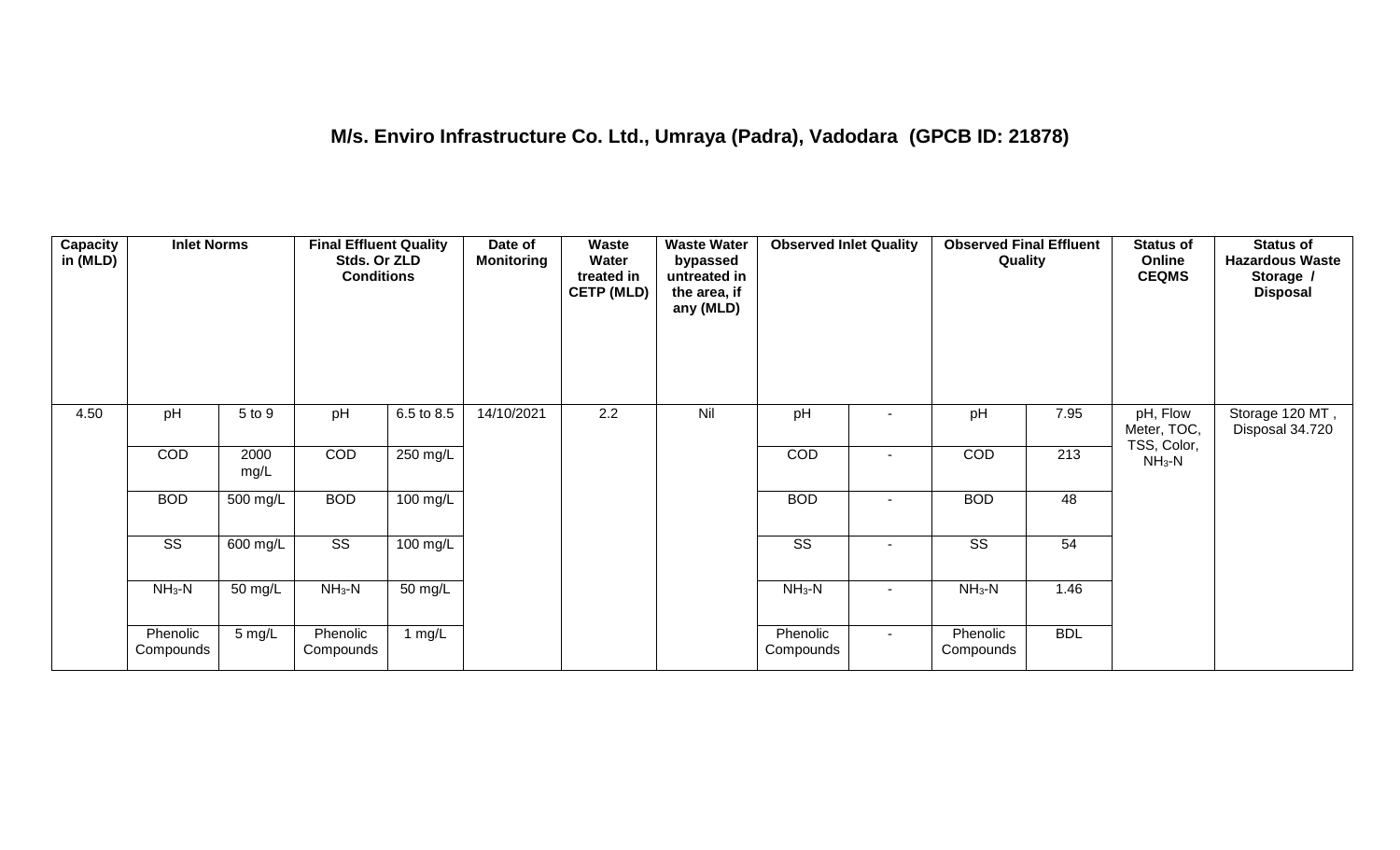## M/s. Enviro Infrastructure Co. Ltd., Umraya (Padra), Vadodara (GPCB ID: 21878)

| Capacity in (MLD) | Inlet Norms | | Final Effluent Quality Stds. Or ZLD Conditions | | Date of Monitoring | Waste Water treated in CETP (MLD) | Waste Water bypassed untreated in the area, if any (MLD) | Observed Inlet Quality | | Observed Final Effluent Quality | | Status of Online CEQMS | Status of Hazardous Waste Storage / Disposal |
|---|---|---|---|---|---|---|---|---|---|---|---|---|---|
| 4.50 | pH | 5 to 9 | pH | 6.5 to 8.5 | 14/10/2021 | 2.2 | Nil | pH | - | pH | 7.95 | pH, Flow Meter, TOC, TSS, Color, $NH_3$-N | Storage 120 MT , Disposal 34.720 |
| | COD | 2000 mg/L | COD | 250 mg/L | | | | COD | - | COD | 213 | | |
| | BOD | 500 mg/L | BOD | 100 mg/L | | | | BOD | - | BOD | 48 | | |
| | SS | 600 mg/L | SS | 100 mg/L | | | | SS | - | SS | 54 | | |
| | $NH_3$-N | 50 mg/L | $NH_3$-N | 50 mg/L | | | | $NH_3$-N | - | $NH_3$-N | 1.46 | | |
| | Phenolic Compounds | 5 mg/L | Phenolic Compounds | 1 mg/L | | | | Phenolic Compounds | - | Phenolic Compounds | BDL | | |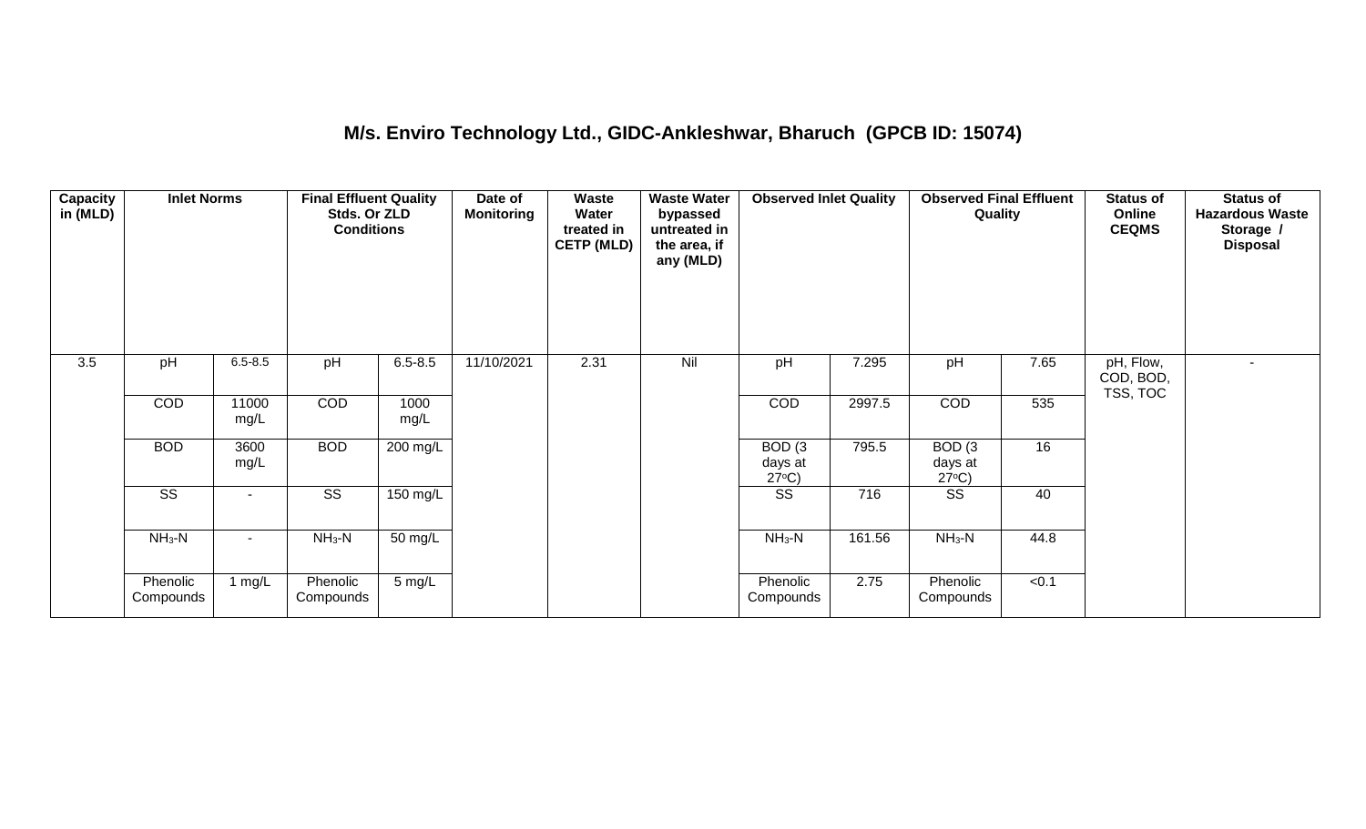# M/s. Enviro Technology Ltd., GIDC-Ankleshwar, Bharuch (GPCB ID: 15074)

| Capacity in (MLD) | Inlet Norms | | Final Effluent Quality Stds. Or ZLD Conditions | | Date of Monitoring | Waste Water treated in CETP (MLD) | Waste Water bypassed untreated in the area, if any (MLD) | Observed Inlet Quality | | Observed Final Effluent Quality | | Status of Online CEQMS | Status of Hazardous Waste Storage / Disposal |
|---|---|---|---|---|---|---|---|---|---|---|---|---|---|
| 3.5 | pH | 6.5-8.5 | pH | 6.5-8.5 | 11/10/2021 | 2.31 | Nil | pH | 7.295 | pH | 7.65 | pH, Flow, COD, BOD, TSS, TOC | - |
| | COD | 11000 mg/L | COD | 1000 mg/L | | | | COD | 2997.5 | COD | 535 | | |
| | BOD | 3600 mg/L | BOD | 200 mg/L | | | | BOD (3 days at 27°C) | 795.5 | BOD (3 days at 27°C) | 16 | | |
| | SS | - | SS | 150 mg/L | | | | SS | 716 | SS | 40 | | |
| | $NH_3$-N | - | $NH_3$-N | 50 mg/L | | | | $NH_3$-N | 161.56 | $NH_3$-N | 44.8 | | |
| | Phenolic Compounds | 1 mg/L | Phenolic Compounds | 5 mg/L | | | | Phenolic Compounds | 2.75 | Phenolic Compounds | <0.1 | | |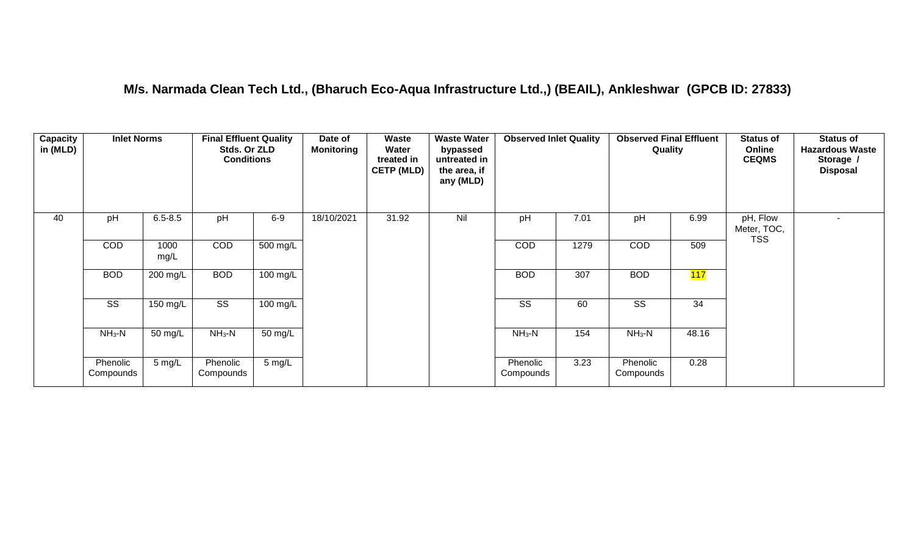# M/s. Narmada Clean Tech Ltd., (Bharuch Eco-Aqua Infrastructure Ltd.,) (BEAIL), Ankleshwar (GPCB ID: 27833)

| Capacity in (MLD) | Inlet Norms | | Final Effluent Quality Stds. Or ZLD Conditions | | Date of Monitoring | Waste Water treated in CETP (MLD) | Waste Water bypassed untreated in the area, if any (MLD) | Observed Inlet Quality | | Observed Final Effluent Quality | | Status of Online CEQMS | Status of Hazardous Waste Storage / Disposal |
|---|---|---|---|---|---|---|---|---|---|---|---|---|---|
| 40 | pH | 6.5-8.5 | pH | 6-9 | 18/10/2021 | 31.92 | Nil | pH | 7.01 | pH | 6.99 | pH, Flow Meter, TOC, TSS | - |
| | COD | 1000 mg/L | COD | 500 mg/L | | | | COD | 1279 | COD | 509 | | |
| | BOD | 200 mg/L | BOD | 100 mg/L | | | | BOD | 307 | BOD | 117 | | |
| | SS | 150 mg/L | SS | 100 mg/L | | | | SS | 60 | SS | 34 | | |
| | $NH_3$-N | 50 mg/L | $NH_3$-N | 50 mg/L | | | | $NH_3$-N | 154 | $NH_3$-N | 48.16 | | |
| | Phenolic Compounds | 5 mg/L | Phenolic Compounds | 5 mg/L | | | | Phenolic Compounds | 3.23 | Phenolic Compounds | 0.28 | | |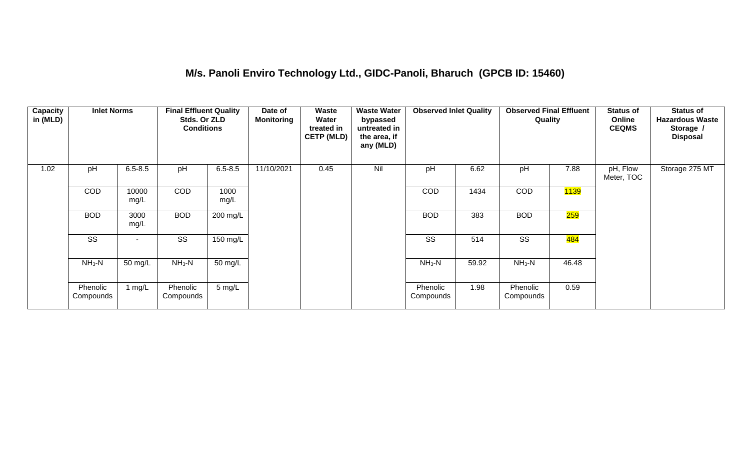# M/s. Panoli Enviro Technology Ltd., GIDC-Panoli, Bharuch (GPCB ID: 15460)

| Capacity in (MLD) | Inlet Norms | | Final Effluent Quality Stds. Or ZLD Conditions | | Date of Monitoring | Waste Water treated in CETP (MLD) | Waste Water bypassed untreated in the area, if any (MLD) | Observed Inlet Quality | | Observed Final Effluent Quality | | Status of Online CEQMS | Status of Hazardous Waste Storage / Disposal |
|---|---|---|---|---|---|---|---|---|---|---|---|---|---|
| 1.02 | pH | 6.5-8.5 | pH | 6.5-8.5 | 11/10/2021 | 0.45 | Nil | pH | 6.62 | pH | 7.88 | pH, Flow Meter, TOC | Storage 275 MT |
| | COD | 10000 mg/L | COD | 1000 mg/L | | | | COD | 1434 | COD | 1139 | | |
| | BOD | 3000 mg/L | BOD | 200 mg/L | | | | BOD | 383 | BOD | 259 | | |
| | SS | - | SS | 150 mg/L | | | | SS | 514 | SS | 484 | | |
| | $NH_3$-N | 50 mg/L | $NH_3$-N | 50 mg/L | | | | $NH_3$-N | 59.92 | $NH_3$-N | 46.48 | | |
| | Phenolic Compounds | 1 mg/L | Phenolic Compounds | 5 mg/L | | | | Phenolic Compounds | 1.98 | Phenolic Compounds | 0.59 | | |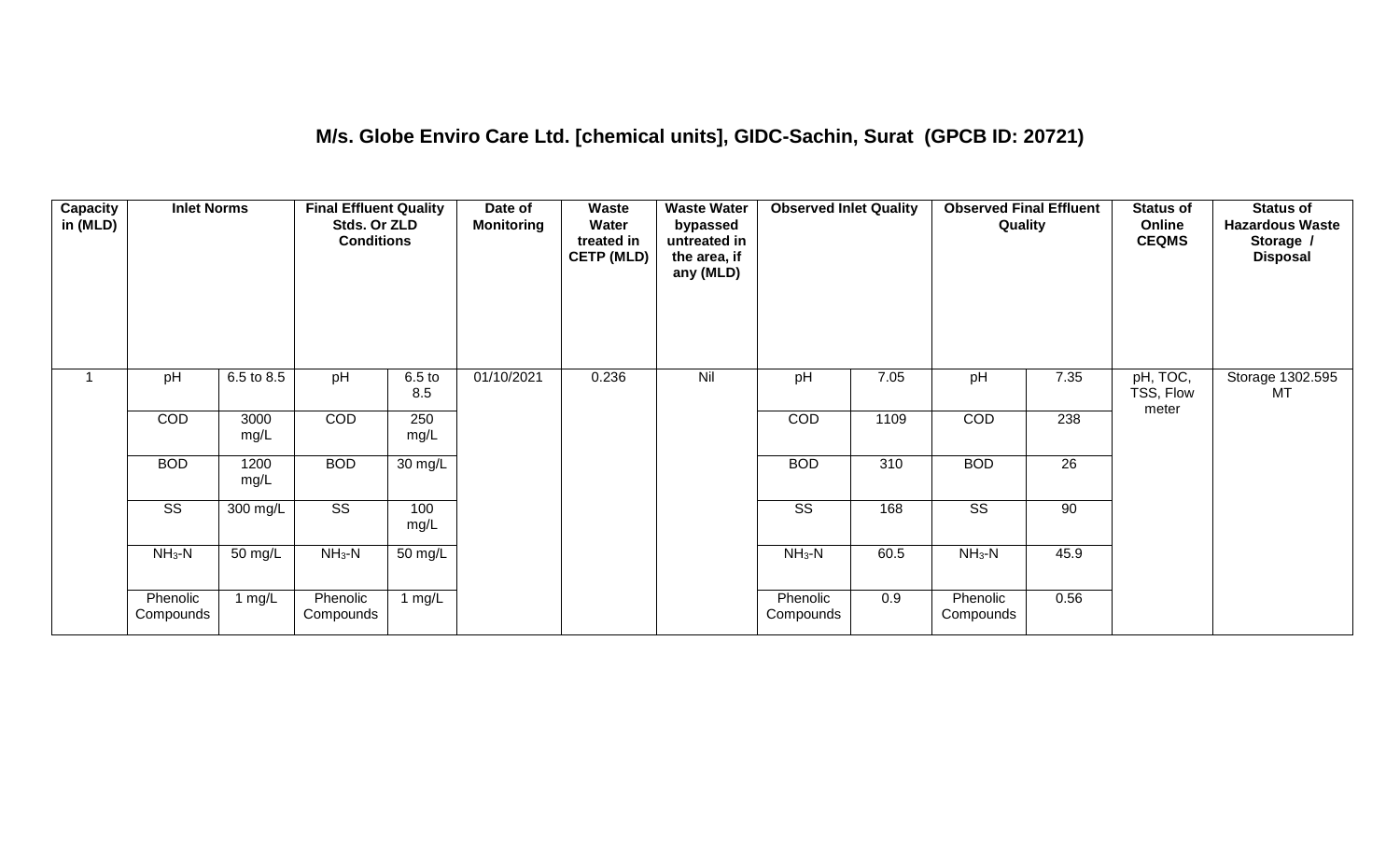# M/s. Globe Enviro Care Ltd. [chemical units], GIDC-Sachin, Surat (GPCB ID: 20721)

| Capacity in (MLD) | Inlet Norms | | Final Effluent Quality Stds. Or ZLD Conditions | | Date of Monitoring | Waste Water treated in CETP (MLD) | Waste Water bypassed untreated in the area, if any (MLD) | Observed Inlet Quality | | Observed Final Effluent Quality | | Status of Online CEQMS | Status of Hazardous Waste Storage / Disposal |
|---|---|---|---|---|---|---|---|---|---|---|---|---|---|
| 1 | pH | 6.5 to 8.5 | pH | 6.5 to 8.5 | 01/10/2021 | 0.236 | Nil | pH | 7.05 | pH | 7.35 | pH, TOC, TSS, Flow meter | Storage 1302.595 MT |
| | COD | 3000 mg/L | COD | 250 mg/L | | | | COD | 1109 | COD | 238 | | |
| | BOD | 1200 mg/L | BOD | 30 mg/L | | | | BOD | 310 | BOD | 26 | | |
| | SS | 300 mg/L | SS | 100 mg/L | | | | SS | 168 | SS | 90 | | |
| | $NH_3$-N | 50 mg/L | $NH_3$-N | 50 mg/L | | | | $NH_3$-N | 60.5 | $NH_3$-N | 45.9 | | |
| | Phenolic Compounds | 1 mg/L | Phenolic Compounds | 1 mg/L | | | | Phenolic Compounds | 0.9 | Phenolic Compounds | 0.56 | | |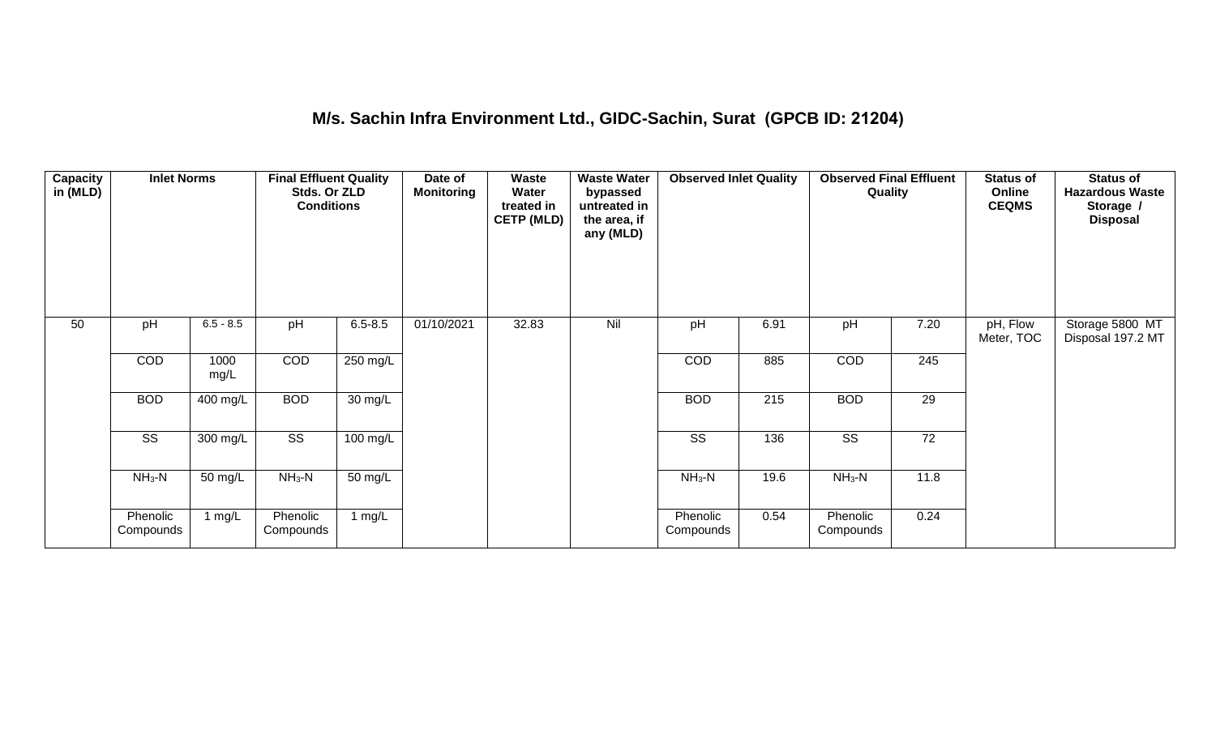## M/s. Sachin Infra Environment Ltd., GIDC-Sachin, Surat (GPCB ID: 21204)

| Capacity in (MLD) | Inlet Norms | | Final Effluent Quality Stds. Or ZLD Conditions | | Date of Monitoring | Waste Water treated in CETP (MLD) | Waste Water bypassed untreated in the area, if any (MLD) | Observed Inlet Quality | | Observed Final Effluent Quality | | Status of Online CEQMS | Status of Hazardous Waste Storage / Disposal |
|---|---|---|---|---|---|---|---|---|---|---|---|---|---|
| 50 | pH | 6.5 - 8.5 | pH | 6.5-8.5 | 01/10/2021 | 32.83 | Nil | pH | 6.91 | pH | 7.20 | pH, Flow Meter, TOC | Storage 5800 MT Disposal 197.2 MT |
| | COD | 1000 mg/L | COD | 250 mg/L | | | | COD | 885 | COD | 245 | | |
| | BOD | 400 mg/L | BOD | 30 mg/L | | | | BOD | 215 | BOD | 29 | | |
| | SS | 300 mg/L | SS | 100 mg/L | | | | SS | 136 | SS | 72 | | |
| | $NH_3$-N | 50 mg/L | $NH_3$-N | 50 mg/L | | | | $NH_3$-N | 19.6 | $NH_3$-N | 11.8 | | |
| | Phenolic Compounds | 1 mg/L | Phenolic Compounds | 1 mg/L | | | | Phenolic Compounds | 0.54 | Phenolic Compounds | 0.24 | | |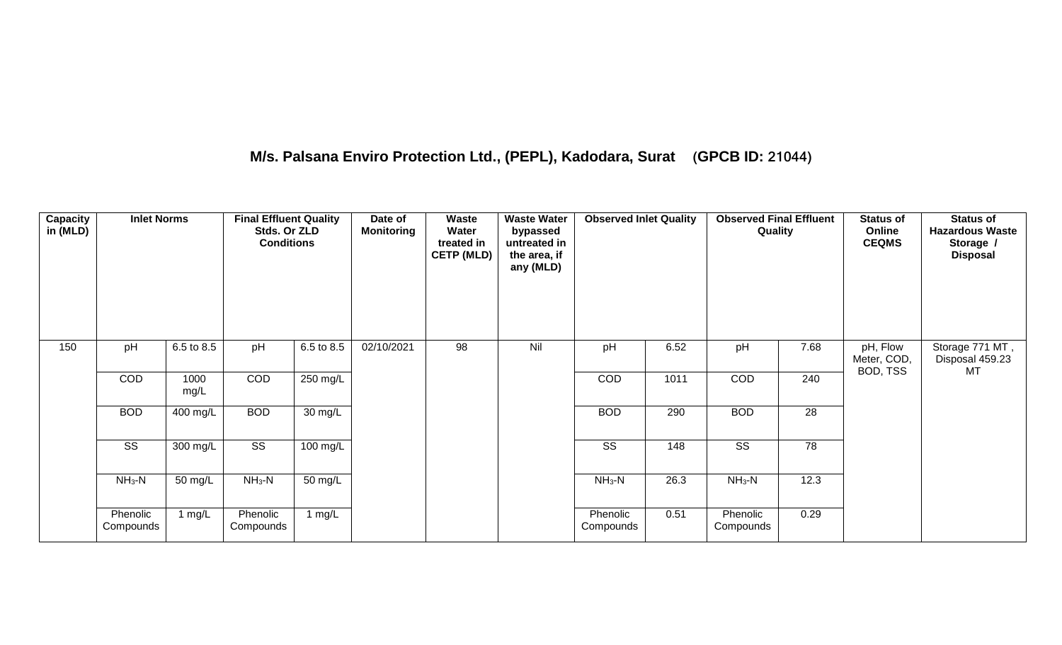**M/s. Palsana Enviro Protection Ltd., (PEPL), Kadodara, Surat (GPCB ID: 21044)**

| Capacity in (MLD) | Inlet Norms | | Final Effluent Quality Stds. Or ZLD Conditions | | Date of Monitoring | Waste Water treated in CETP (MLD) | Waste Water bypassed untreated in the area, if any (MLD) | Observed Inlet Quality | | Observed Final Effluent Quality | | Status of Online CEQMS | Status of Hazardous Waste Storage / Disposal |
|---|---|---|---|---|---|---|---|---|---|---|---|---|---|
| 150 | pH | 6.5 to 8.5 | pH | 6.5 to 8.5 | 02/10/2021 | 98 | Nil | pH | 6.52 | pH | 7.68 | pH, Flow Meter, COD, BOD, TSS | Storage 771 MT , Disposal 459.23 MT |
| | COD | 1000 mg/L | COD | 250 mg/L | | | | COD | 1011 | COD | 240 | | |
| | BOD | 400 mg/L | BOD | 30 mg/L | | | | BOD | 290 | BOD | 28 | | |
| | SS | 300 mg/L | SS | 100 mg/L | | | | SS | 148 | SS | 78 | | |
| | $NH_3$-N | 50 mg/L | $NH_3$-N | 50 mg/L | | | | $NH_3$-N | 26.3 | $NH_3$-N | 12.3 | | |
| | Phenolic Compounds | 1 mg/L | Phenolic Compounds | 1 mg/L | | | | Phenolic Compounds | 0.51 | Phenolic Compounds | 0.29 | | |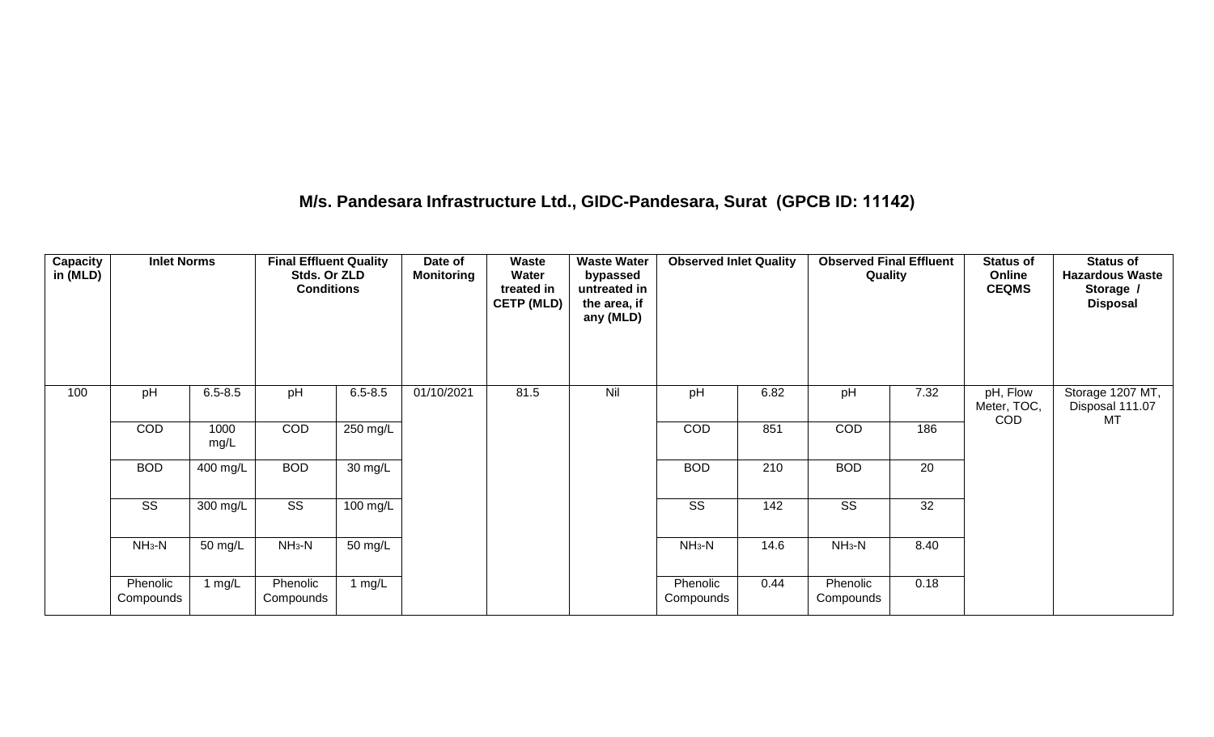## M/s. Pandesara Infrastructure Ltd., GIDC-Pandesara, Surat (GPCB ID: 11142)

| Capacity in (MLD) | Inlet Norms | | Final Effluent Quality Stds. Or ZLD Conditions | | Date of Monitoring | Waste Water treated in CETP (MLD) | Waste Water bypassed untreated in the area, if any (MLD) | Observed Inlet Quality | | Observed Final Effluent Quality | | Status of Online CEQMS | Status of Hazardous Waste Storage / Disposal |
|---|---|---|---|---|---|---|---|---|---|---|---|---|---|
| 100 | pH | 6.5-8.5 | pH | 6.5-8.5 | 01/10/2021 | 81.5 | Nil | pH | 6.82 | pH | 7.32 | pH, Flow Meter, TOC, COD | Storage 1207 MT, Disposal 111.07 MT |
| | COD | 1000 mg/L | COD | 250 mg/L | | | | COD | 851 | COD | 186 | | |
| | BOD | 400 mg/L | BOD | 30 mg/L | | | | BOD | 210 | BOD | 20 | | |
| | SS | 300 mg/L | SS | 100 mg/L | | | | SS | 142 | SS | 32 | | |
| | $NH_3$-N | 50 mg/L | $NH_3$-N | 50 mg/L | | | | $NH_3$-N | 14.6 | $NH_3$-N | 8.40 | | |
| | Phenolic Compounds | 1 mg/L | Phenolic Compounds | 1 mg/L | | | | Phenolic Compounds | 0.44 | Phenolic Compounds | 0.18 | | |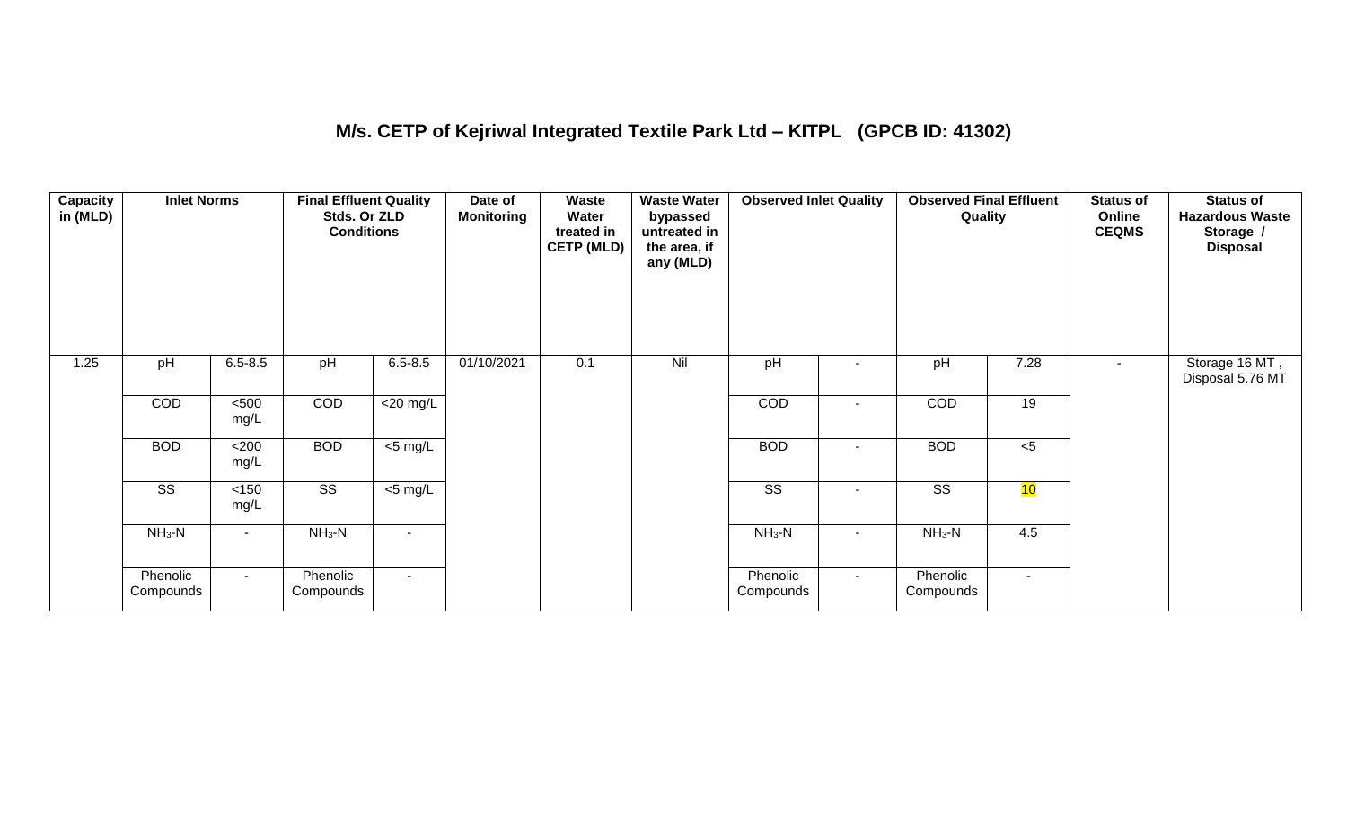# M/s. CETP of Kejriwal Integrated Textile Park Ltd – KITPL (GPCB ID: 41302)

| Capacity in (MLD) | Inlet Norms | | Final Effluent Quality Stds. Or ZLD Conditions | | Date of Monitoring | Waste Water treated in CETP (MLD) | Waste Water bypassed untreated in the area, if any (MLD) | Observed Inlet Quality | | Observed Final Effluent Quality | | Status of Online CEQMS | Status of Hazardous Waste Storage / Disposal |
|---|---|---|---|---|---|---|---|---|---|---|---|---|---|
| 1.25 | pH | 6.5-8.5 | pH | 6.5-8.5 | 01/10/2021 | 0.1 | Nil | pH | - | pH | 7.28 | - | Storage 16 MT , Disposal 5.76 MT |
| | COD | <500 mg/L | COD | <20 mg/L | | | | COD | - | COD | 19 | | |
| | BOD | <200 mg/L | BOD | <5 mg/L | | | | BOD | - | BOD | <5 | | |
| | SS | <150 mg/L | SS | <5 mg/L | | | | SS | - | SS | 10 | | |
| | $NH_3$-N | - | $NH_3$-N | - | | | | $NH_3$-N | - | $NH_3$-N | 4.5 | | |
| | Phenolic Compounds | - | Phenolic Compounds | - | | | | Phenolic Compounds | - | Phenolic Compounds | - | | |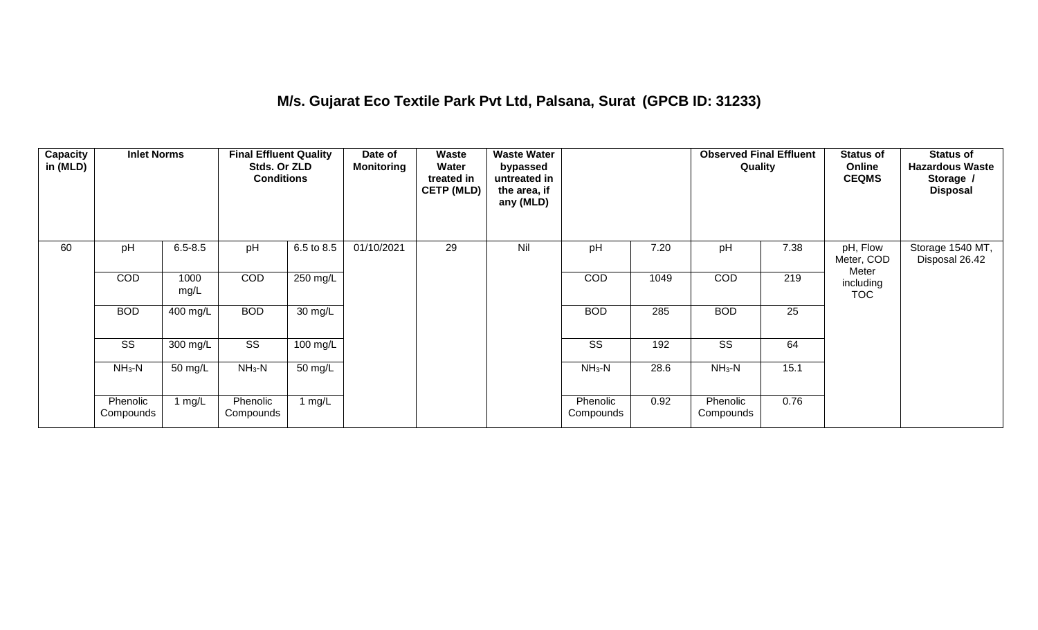# M/s. Gujarat Eco Textile Park Pvt Ltd, Palsana, Surat (GPCB ID: 31233)

| Capacity in (MLD) | Inlet Norms | | Final Effluent Quality Stds. Or ZLD Conditions | | Date of Monitoring | Waste Water treated in CETP (MLD) | Waste Water bypassed untreated in the area, if any (MLD) | | | Observed Final Effluent Quality | | Status of Online CEQMS | Status of Hazardous Waste Storage / Disposal |
|---|---|---|---|---|---|---|---|---|---|---|---|---|---|
| 60 | pH | 6.5-8.5 | pH | 6.5 to 8.5 | 01/10/2021 | 29 | Nil | pH | 7.20 | pH | 7.38 | pH, Flow Meter, COD Meter including TOC | Storage 1540 MT, Disposal 26.42 |
| | COD | 1000 mg/L | COD | 250 mg/L | | | | COD | 1049 | COD | 219 | | |
| | BOD | 400 mg/L | BOD | 30 mg/L | | | | BOD | 285 | BOD | 25 | | |
| | SS | 300 mg/L | SS | 100 mg/L | | | | SS | 192 | SS | 64 | | |
| | $NH_3$-N | 50 mg/L | $NH_3$-N | 50 mg/L | | | | $NH_3$-N | 28.6 | $NH_3$-N | 15.1 | | |
| | Phenolic Compounds | 1 mg/L | Phenolic Compounds | 1 mg/L | | | | Phenolic Compounds | 0.92 | Phenolic Compounds | 0.76 | | |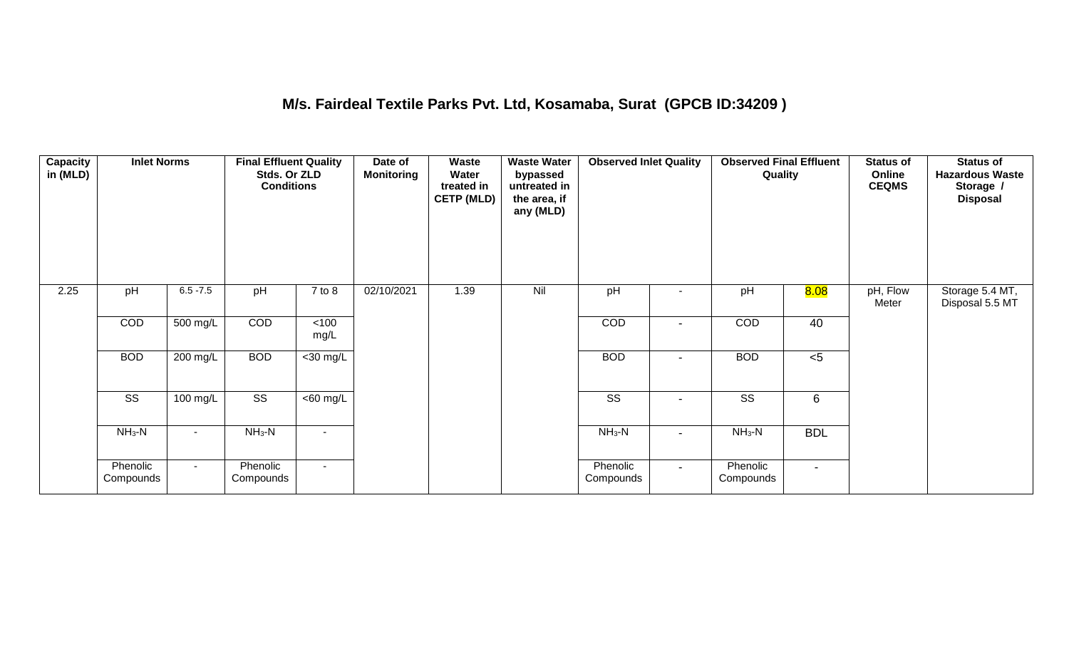## M/s. Fairdeal Textile Parks Pvt. Ltd, Kosamaba, Surat (GPCB ID:34209 )

| Capacity in (MLD) | Inlet Norms | | Final Effluent Quality Stds. Or ZLD Conditions | | Date of Monitoring | Waste Water treated in CETP (MLD) | Waste Water bypassed untreated in the area, if any (MLD) | Observed Inlet Quality | | Observed Final Effluent Quality | | Status of Online CEQMS | Status of Hazardous Waste Storage / Disposal |
|---|---|---|---|---|---|---|---|---|---|---|---|---|---|
| 2.25 | pH | 6.5 -7.5 | pH | 7 to 8 | 02/10/2021 | 1.39 | Nil | pH | - | pH | 8.08 | pH, Flow Meter | Storage 5.4 MT, Disposal 5.5 MT |
| | COD | 500 mg/L | COD | <100 mg/L | | | | COD | - | COD | 40 | | |
| | BOD | 200 mg/L | BOD | <30 mg/L | | | | BOD | - | BOD | <5 | | |
| | SS | 100 mg/L | SS | <60 mg/L | | | | SS | - | SS | 6 | | |
| | $NH_3$-N | - | $NH_3$-N | - | | | | $NH_3$-N | - | $NH_3$-N | BDL | | |
| | Phenolic Compounds | - | Phenolic Compounds | - | | | | Phenolic Compounds | - | Phenolic Compounds | - | | |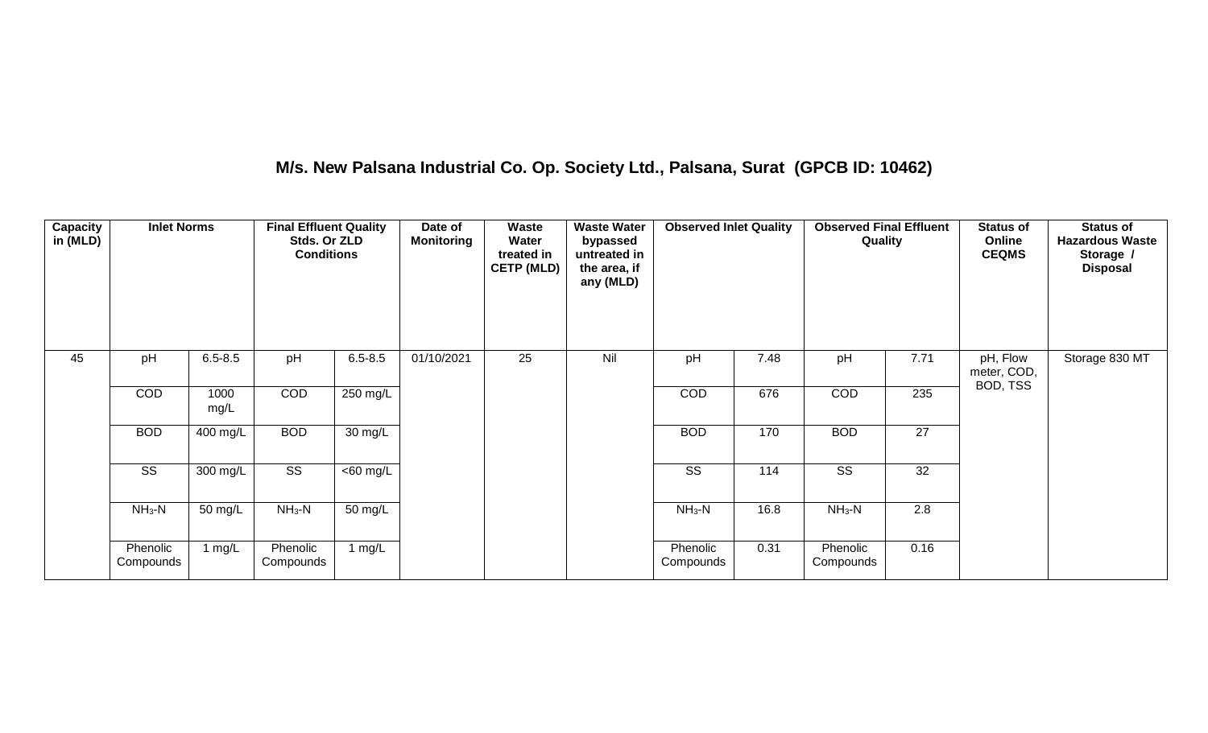## M/s. New Palsana Industrial Co. Op. Society Ltd., Palsana, Surat (GPCB ID: 10462)

| Capacity in (MLD) | Inlet Norms | | Final Effluent Quality Stds. Or ZLD Conditions | | Date of Monitoring | Waste Water treated in CETP (MLD) | Waste Water bypassed untreated in the area, if any (MLD) | Observed Inlet Quality | | Observed Final Effluent Quality | | Status of Online CEQMS | Status of Hazardous Waste Storage / Disposal |
|---|---|---|---|---|---|---|---|---|---|---|---|---|---|
| 45 | pH | 6.5-8.5 | pH | 6.5-8.5 | 01/10/2021 | 25 | Nil | pH | 7.48 | pH | 7.71 | pH, Flow meter, COD, BOD, TSS | Storage 830 MT |
| | COD | 1000 mg/L | COD | 250 mg/L | | | | COD | 676 | COD | 235 | | |
| | BOD | 400 mg/L | BOD | 30 mg/L | | | | BOD | 170 | BOD | 27 | | |
| | SS | 300 mg/L | SS | <60 mg/L | | | | SS | 114 | SS | 32 | | |
| | $NH_3$-N | 50 mg/L | $NH_3$-N | 50 mg/L | | | | $NH_3$-N | 16.8 | $NH_3$-N | 2.8 | | |
| | Phenolic Compounds | 1 mg/L | Phenolic Compounds | 1 mg/L | | | | Phenolic Compounds | 0.31 | Phenolic Compounds | 0.16 | | |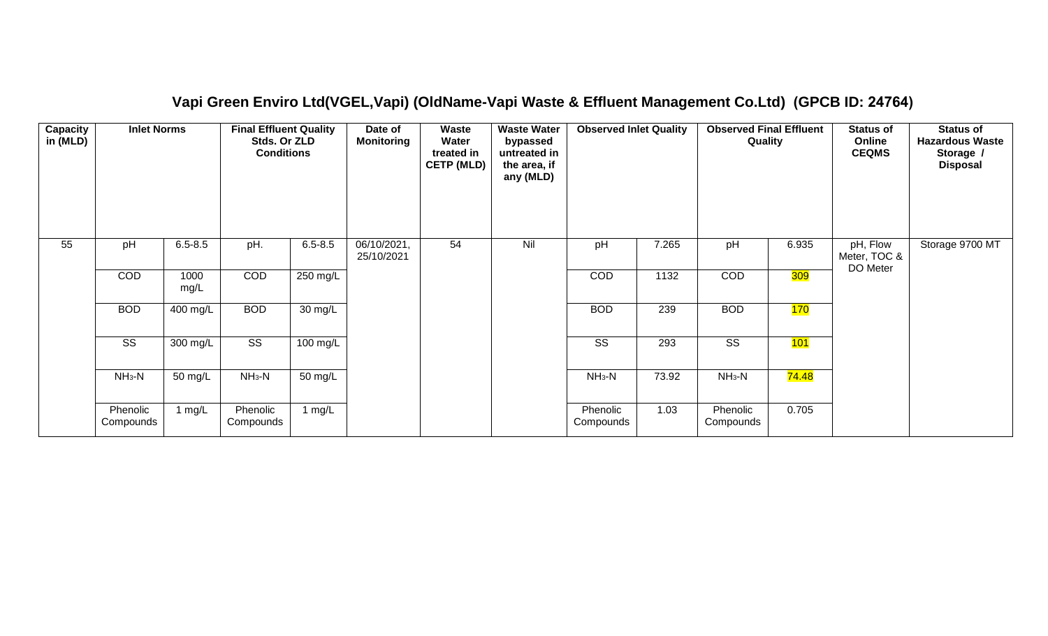## Vapi Green Enviro Ltd(VGEL,Vapi) (OldName-Vapi Waste & Effluent Management Co.Ltd) (GPCB ID: 24764)

| Capacity in (MLD) | Inlet Norms | | Final Effluent Quality Stds. Or ZLD Conditions | | Date of Monitoring | Waste Water treated in CETP (MLD) | Waste Water bypassed untreated in the area, if any (MLD) | Observed Inlet Quality | | Observed Final Effluent Quality | | Status of Online CEQMS | Status of Hazardous Waste Storage / Disposal |
|---|---|---|---|---|---|---|---|---|---|---|---|---|---|
| 55 | pH | 6.5-8.5 | pH. | 6.5-8.5 | 06/10/2021, 25/10/2021 | 54 | Nil | pH | 7.265 | pH | 6.935 | pH, Flow Meter, TOC & DO Meter | Storage 9700 MT |
| | COD | 1000 mg/L | COD | 250 mg/L | | | | COD | 1132 | COD | 309 | | |
| | BOD | 400 mg/L | BOD | 30 mg/L | | | | BOD | 239 | BOD | 170 | | |
| | SS | 300 mg/L | SS | 100 mg/L | | | | SS | 293 | SS | 101 | | |
| | $NH_3$-N | 50 mg/L | $NH_3$-N | 50 mg/L | | | | $NH_3$-N | 73.92 | $NH_3$-N | 74.48 | | |
| | Phenolic Compounds | 1 mg/L | Phenolic Compounds | 1 mg/L | | | | Phenolic Compounds | 1.03 | Phenolic Compounds | 0.705 | | |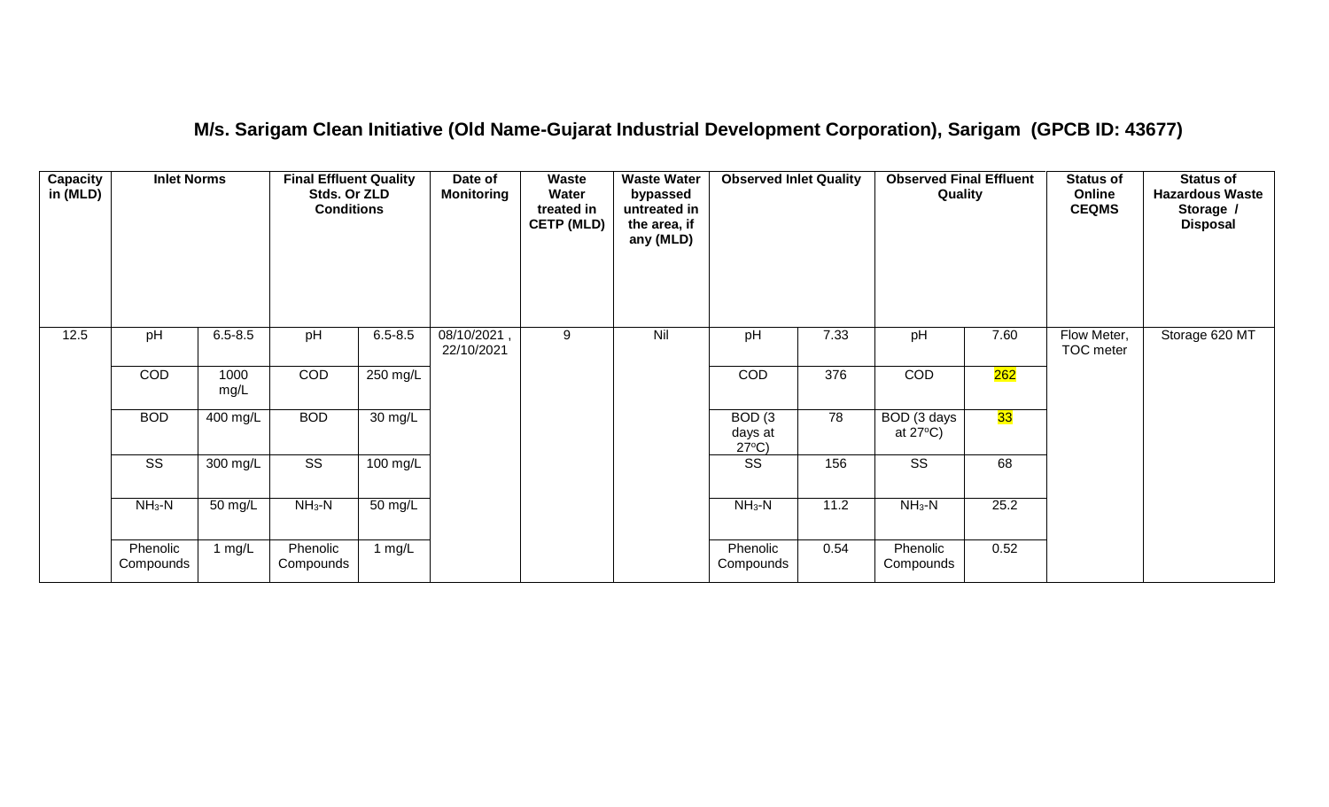## M/s. Sarigam Clean Initiative (Old Name-Gujarat Industrial Development Corporation), Sarigam (GPCB ID: 43677)

| Capacity in (MLD) | Inlet Norms | | Final Effluent Quality Stds. Or ZLD Conditions | | Date of Monitoring | Waste Water treated in CETP (MLD) | Waste Water bypassed untreated in the area, if any (MLD) | Observed Inlet Quality | | Observed Final Effluent Quality | | Status of Online CEQMS | Status of Hazardous Waste Storage / Disposal |
|---|---|---|---|---|---|---|---|---|---|---|---|---|---|
| 12.5 | pH | 6.5-8.5 | pH | 6.5-8.5 | 08/10/2021 , 22/10/2021 | 9 | Nil | pH | 7.33 | pH | 7.60 | Flow Meter, TOC meter | Storage 620 MT |
| | COD | 1000 mg/L | COD | 250 mg/L | | | | COD | 376 | COD | 262 | | |
| | BOD | 400 mg/L | BOD | 30 mg/L | | | | BOD (3 days at 27ºC) | 78 | BOD (3 days at 27ºC) | 33 | | |
| | SS | 300 mg/L | SS | 100 mg/L | | | | SS | 156 | SS | 68 | | |
| | $NH_3$-N | 50 mg/L | $NH_3$-N | 50 mg/L | | | | $NH_3$-N | 11.2 | $NH_3$-N | 25.2 | | |
| | Phenolic Compounds | 1 mg/L | Phenolic Compounds | 1 mg/L | | | | Phenolic Compounds | 0.54 | Phenolic Compounds | 0.52 | | |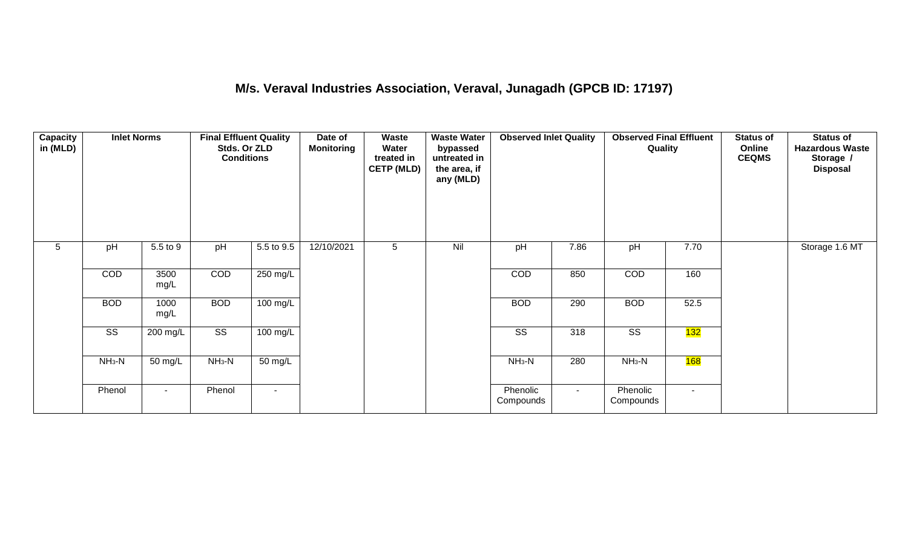# M/s. Veraval Industries Association, Veraval, Junagadh (GPCB ID: 17197)

| Capacity in (MLD) | Inlet Norms | | Final Effluent Quality Stds. Or ZLD Conditions | | Date of Monitoring | Waste Water treated in CETP (MLD) | Waste Water bypassed untreated in the area, if any (MLD) | Observed Inlet Quality | | Observed Final Effluent Quality | | Status of Online CEQMS | Status of Hazardous Waste Storage / Disposal |
|---|---|---|---|---|---|---|---|---|---|---|---|---|---|
| 5 | pH | 5.5 to 9 | pH | 5.5 to 9.5 | 12/10/2021 | 5 | Nil | pH | 7.86 | pH | 7.70 | | Storage 1.6 MT |
| | COD | 3500 mg/L | COD | 250 mg/L | | | | COD | 850 | COD | 160 | | |
| | BOD | 1000 mg/L | BOD | 100 mg/L | | | | BOD | 290 | BOD | 52.5 | | |
| | SS | 200 mg/L | SS | 100 mg/L | | | | SS | 318 | SS | 132 | | |
| | $NH_3$-N | 50 mg/L | $NH_3$-N | 50 mg/L | | | | $NH_3$-N | 280 | $NH_3$-N | 168 | | |
| | Phenol | - | Phenol | - | | | | Phenolic Compounds | - | Phenolic Compounds | - | | |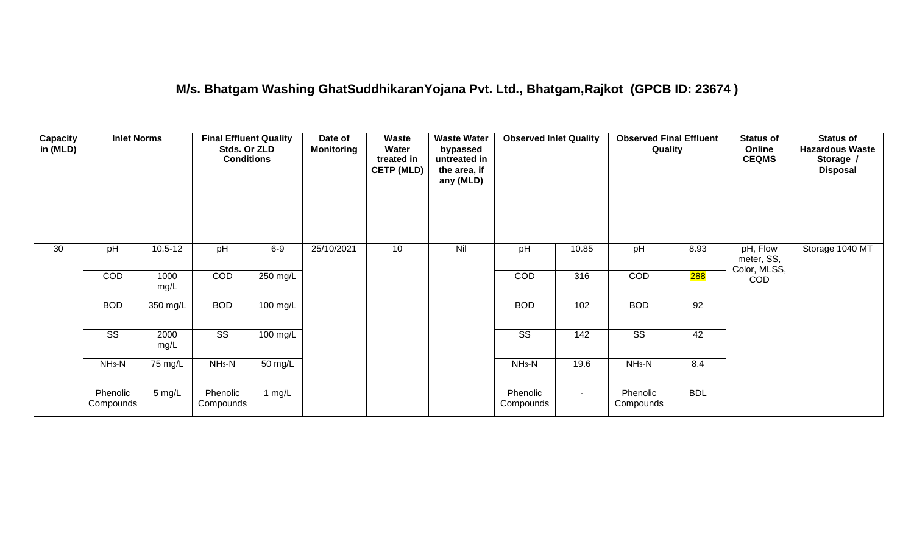## M/s. Bhatgam Washing GhatSuddhikaranYojana Pvt. Ltd., Bhatgam,Rajkot (GPCB ID: 23674 )

| Capacity in (MLD) | Inlet Norms | | Final Effluent Quality Stds. Or ZLD Conditions | | Date of Monitoring | Waste Water treated in CETP (MLD) | Waste Water bypassed untreated in the area, if any (MLD) | Observed Inlet Quality | | Observed Final Effluent Quality | | Status of Online CEQMS | Status of Hazardous Waste Storage / Disposal |
|---|---|---|---|---|---|---|---|---|---|---|---|---|---|
| 30 | pH | 10.5-12 | pH | 6-9 | 25/10/2021 | 10 | Nil | pH | 10.85 | pH | 8.93 | pH, Flow meter, SS, Color, MLSS, COD | Storage 1040 MT |
| | COD | 1000 mg/L | COD | 250 mg/L | | | | COD | 316 | COD | 288 | | |
| | BOD | 350 mg/L | BOD | 100 mg/L | | | | BOD | 102 | BOD | 92 | | |
| | SS | 2000 mg/L | SS | 100 mg/L | | | | SS | 142 | SS | 42 | | |
| | $NH_3$-N | 75 mg/L | $NH_3$-N | 50 mg/L | | | | $NH_3$-N | 19.6 | $NH_3$-N | 8.4 | | |
| | Phenolic Compounds | 5 mg/L | Phenolic Compounds | 1 mg/L | | | | Phenolic Compounds | - | Phenolic Compounds | BDL | | |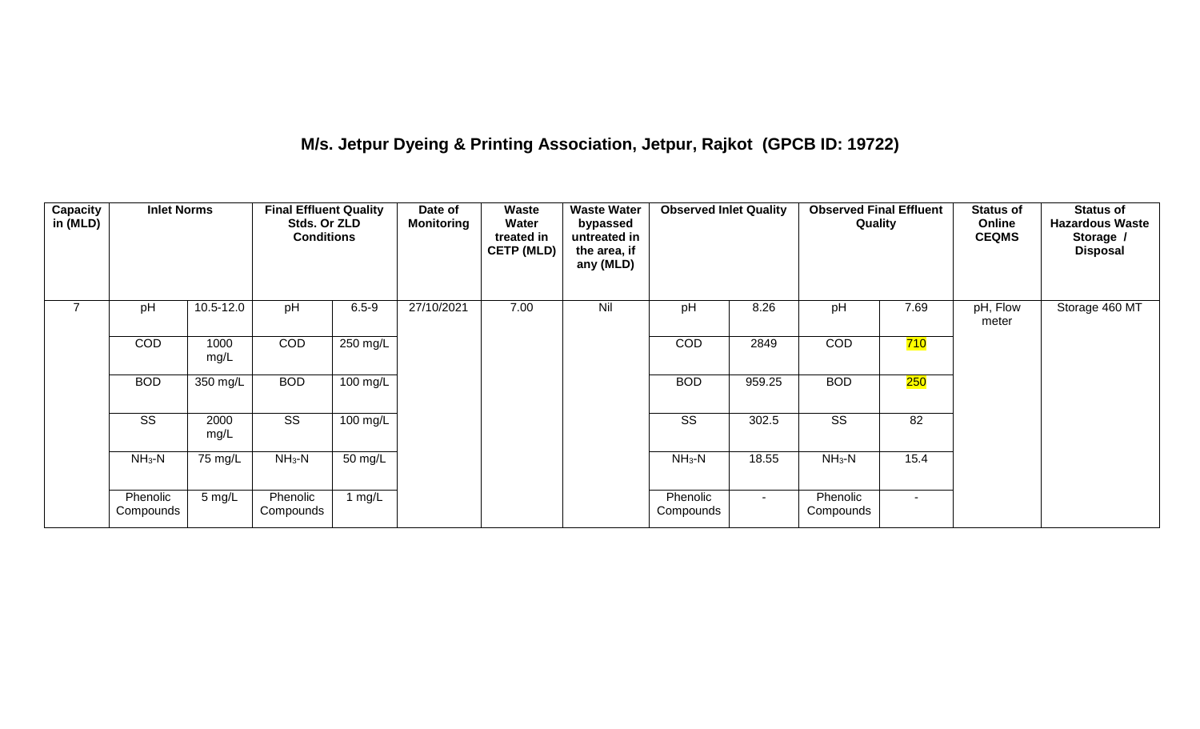## M/s. Jetpur Dyeing & Printing Association, Jetpur, Rajkot (GPCB ID: 19722)

| Capacity in (MLD) | Inlet Norms | | Final Effluent Quality Stds. Or ZLD Conditions | | Date of Monitoring | Waste Water treated in CETP (MLD) | Waste Water bypassed untreated in the area, if any (MLD) | Observed Inlet Quality | | Observed Final Effluent Quality | | Status of Online CEQMS | Status of Hazardous Waste Storage / Disposal |
|---|---|---|---|---|---|---|---|---|---|---|---|---|---|
| 7 | pH | 10.5-12.0 | pH | 6.5-9 | 27/10/2021 | 7.00 | Nil | pH | 8.26 | pH | 7.69 | pH, Flow meter | Storage 460 MT |
| | COD | 1000 mg/L | COD | 250 mg/L | | | | COD | 2849 | COD | 710 | | |
| | BOD | 350 mg/L | BOD | 100 mg/L | | | | BOD | 959.25 | BOD | 250 | | |
| | SS | 2000 mg/L | SS | 100 mg/L | | | | SS | 302.5 | SS | 82 | | |
| | $NH_3$-N | 75 mg/L | $NH_3$-N | 50 mg/L | | | | $NH_3$-N | 18.55 | $NH_3$-N | 15.4 | | |
| | Phenolic Compounds | 5 mg/L | Phenolic Compounds | 1 mg/L | | | | Phenolic Compounds | - | Phenolic Compounds | - | | |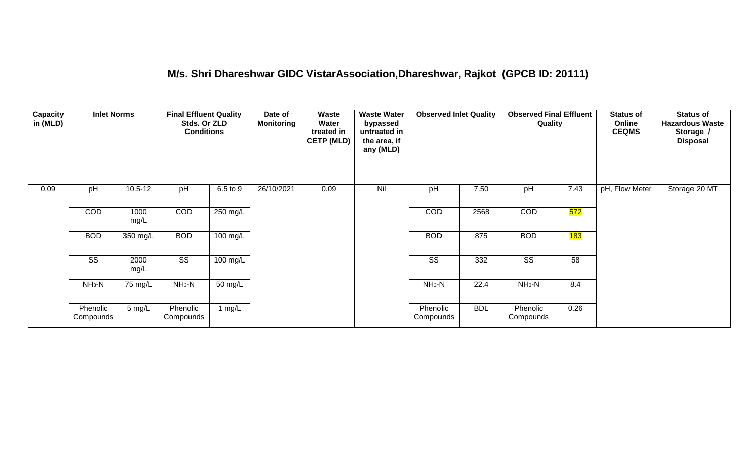**M/s. Shri Dhareshwar GIDC VistarAssociation,Dhareshwar, Rajkot (GPCB ID: 20111)**

| Capacity in (MLD) | Inlet Norms | | Final Effluent Quality Stds. Or ZLD Conditions | | Date of Monitoring | Waste Water treated in CETP (MLD) | Waste Water bypassed untreated in the area, if any (MLD) | Observed Inlet Quality | | Observed Final Effluent Quality | | Status of Online CEQMS | Status of Hazardous Waste Storage / Disposal |
|---|---|---|---|---|---|---|---|---|---|---|---|---|---|
| 0.09 | pH | 10.5-12 | pH | 6.5 to 9 | 26/10/2021 | 0.09 | Nil | pH | 7.50 | pH | 7.43 | pH, Flow Meter | Storage 20 MT |
| | COD | 1000 mg/L | COD | 250 mg/L | | | | COD | 2568 | COD | 572 | | |
| | BOD | 350 mg/L | BOD | 100 mg/L | | | | BOD | 875 | BOD | 183 | | |
| | SS | 2000 mg/L | SS | 100 mg/L | | | | SS | 332 | SS | 58 | | |
| | $NH_3$-N | 75 mg/L | $NH_3$-N | 50 mg/L | | | | $NH_3$-N | 22.4 | $NH_3$-N | 8.4 | | |
| | Phenolic Compounds | 5 mg/L | Phenolic Compounds | 1 mg/L | | | | Phenolic Compounds | BDL | Phenolic Compounds | 0.26 | | |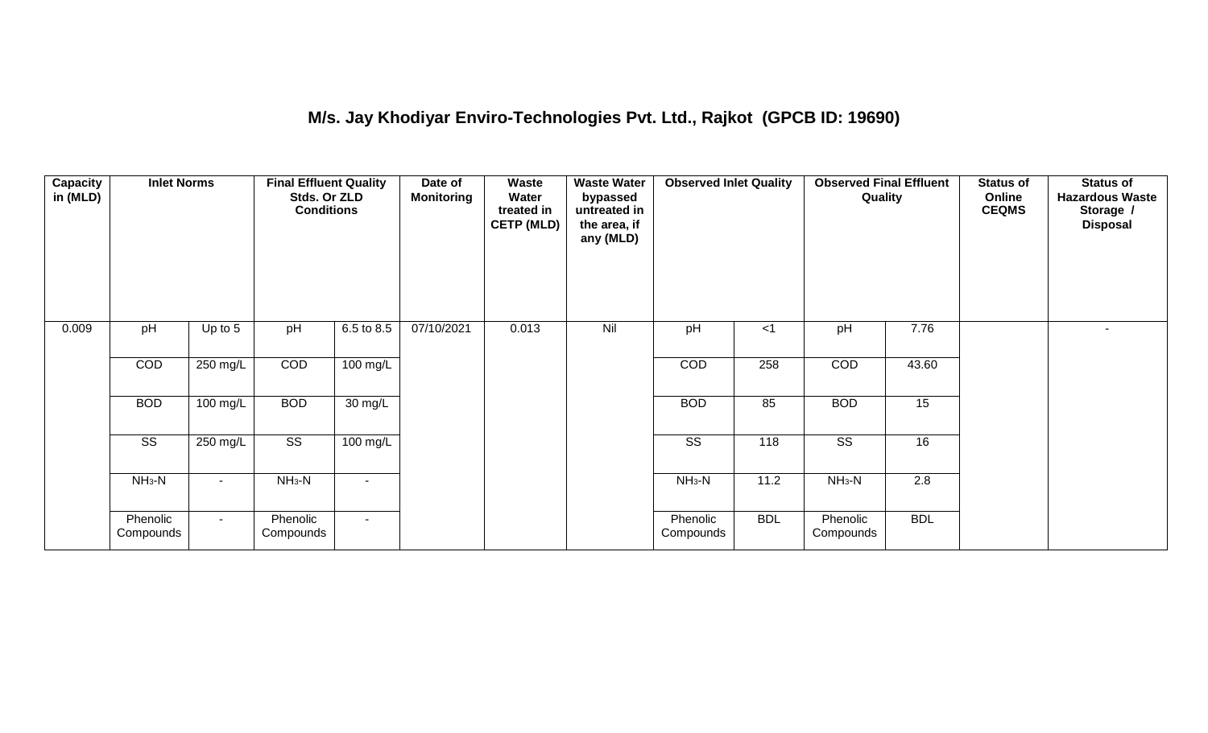## M/s. Jay Khodiyar Enviro-Technologies Pvt. Ltd., Rajkot (GPCB ID: 19690)

| Capacity in (MLD) | Inlet Norms | | Final Effluent Quality Stds. Or ZLD Conditions | | Date of Monitoring | Waste Water treated in CETP (MLD) | Waste Water bypassed untreated in the area, if any (MLD) | Observed Inlet Quality | | Observed Final Effluent Quality | | Status of Online CEQMS | Status of Hazardous Waste Storage / Disposal |
|---|---|---|---|---|---|---|---|---|---|---|---|---|---|
| 0.009 | pH | Up to 5 | pH | 6.5 to 8.5 | 07/10/2021 | 0.013 | Nil | pH | <1 | pH | 7.76 | | - |
| | COD | 250 mg/L | COD | 100 mg/L | | | | COD | 258 | COD | 43.60 | | |
| | BOD | 100 mg/L | BOD | 30 mg/L | | | | BOD | 85 | BOD | 15 | | |
| | SS | 250 mg/L | SS | 100 mg/L | | | | SS | 118 | SS | 16 | | |
| | $NH_3$-N | - | $NH_3$-N | - | | | | $NH_3$-N | 11.2 | $NH_3$-N | 2.8 | | |
| | Phenolic Compounds | - | Phenolic Compounds | - | | | | Phenolic Compounds | BDL | Phenolic Compounds | BDL | | |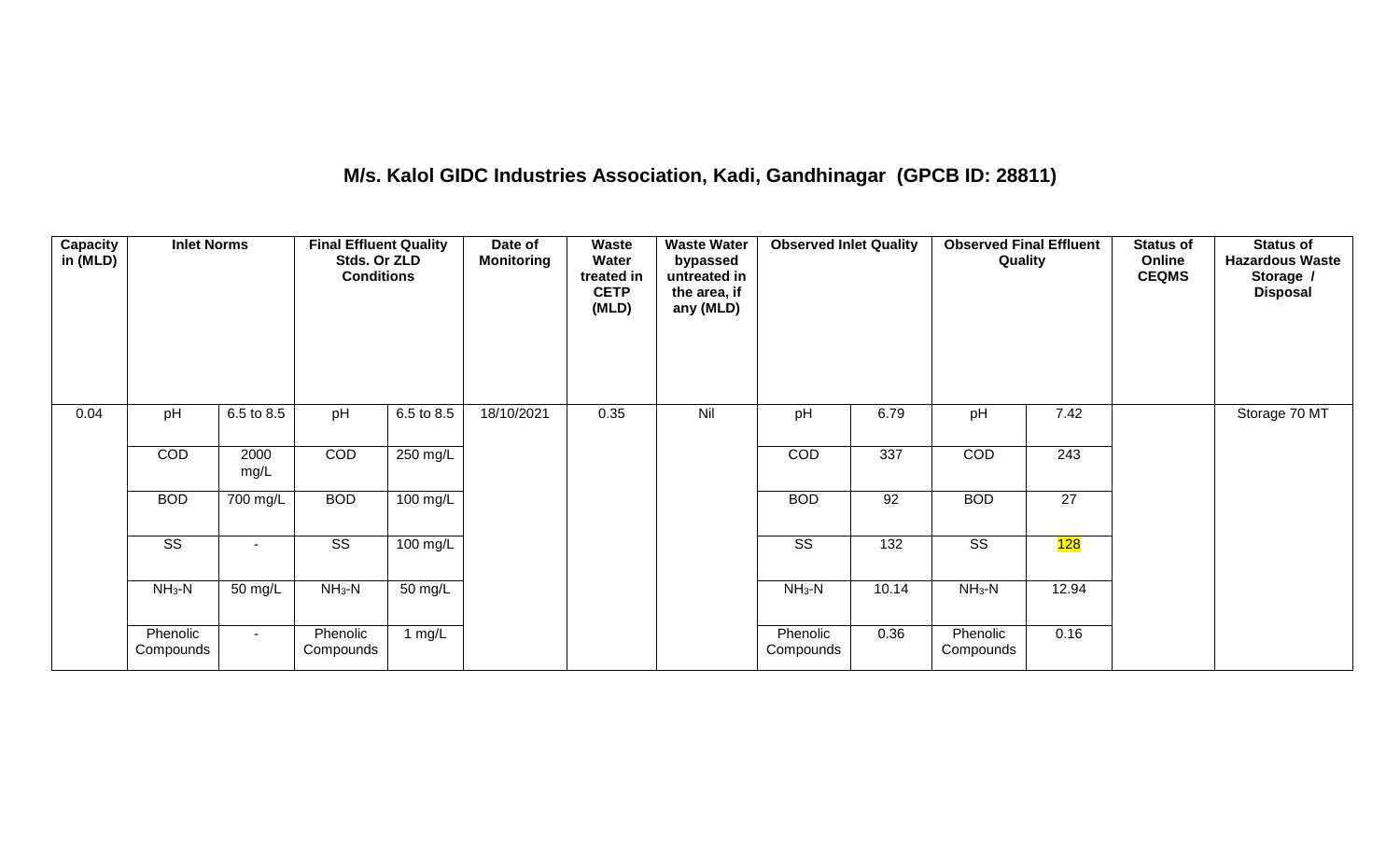## M/s. Kalol GIDC Industries Association, Kadi, Gandhinagar (GPCB ID: 28811)

| Capacity in (MLD) | Inlet Norms | | Final Effluent Quality Stds. Or ZLD Conditions | | Date of Monitoring | Waste Water treated in CETP (MLD) | Waste Water bypassed untreated in the area, if any (MLD) | Observed Inlet Quality | | Observed Final Effluent Quality | | Status of Online CEQMS | Status of Hazardous Waste Storage / Disposal |
|---|---|---|---|---|---|---|---|---|---|---|---|---|---|
| 0.04 | pH | 6.5 to 8.5 | pH | 6.5 to 8.5 | 18/10/2021 | 0.35 | Nil | pH | 6.79 | pH | 7.42 | | Storage 70 MT |
| | COD | 2000 mg/L | COD | 250 mg/L | | | | COD | 337 | COD | 243 | | |
| | BOD | 700 mg/L | BOD | 100 mg/L | | | | BOD | 92 | BOD | 27 | | |
| | SS | - | SS | 100 mg/L | | | | SS | 132 | SS | 128 | | |
| | $NH_3$-N | 50 mg/L | $NH_3$-N | 50 mg/L | | | | $NH_3$-N | 10.14 | $NH_3$-N | 12.94 | | |
| | Phenolic Compounds | - | Phenolic Compounds | 1 mg/L | | | | Phenolic Compounds | 0.36 | Phenolic Compounds | 0.16 | | |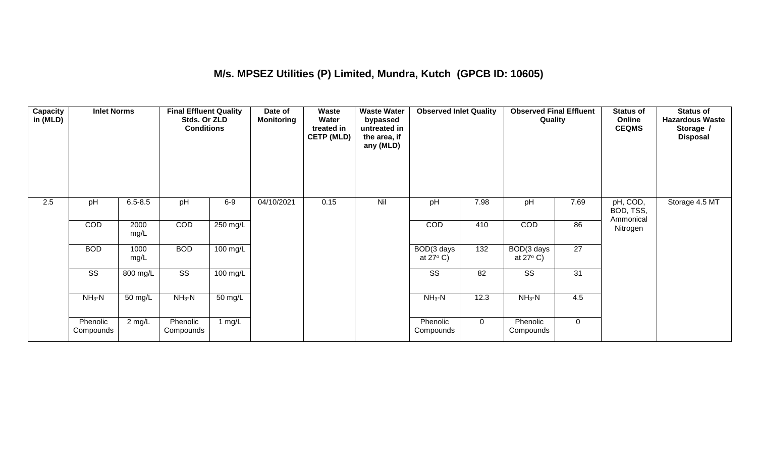## M/s. MPSEZ Utilities (P) Limited, Mundra, Kutch (GPCB ID: 10605)

| Capacity in (MLD) | Inlet Norms | | Final Effluent Quality Stds. Or ZLD Conditions | | Date of Monitoring | Waste Water treated in CETP (MLD) | Waste Water bypassed untreated in the area, if any (MLD) | Observed Inlet Quality | | Observed Final Effluent Quality | | Status of Online CEQMS | Status of Hazardous Waste Storage / Disposal |
|---|---|---|---|---|---|---|---|---|---|---|---|---|---|
| 2.5 | pH | 6.5-8.5 | pH | 6-9 | 04/10/2021 | 0.15 | Nil | pH | 7.98 | pH | 7.69 | pH, COD, BOD, TSS, Ammonical Nitrogen | Storage 4.5 MT |
| | COD | 2000 mg/L | COD | 250 mg/L | | | | COD | 410 | COD | 86 | | |
| | BOD | 1000 mg/L | BOD | 100 mg/L | | | | BOD(3 days at 27° C) | 132 | BOD(3 days at 27° C) | 27 | | |
| | SS | 800 mg/L | SS | 100 mg/L | | | | SS | 82 | SS | 31 | | |
| | $NH_3$-N | 50 mg/L | $NH_3$-N | 50 mg/L | | | | $NH_3$-N | 12.3 | $NH_3$-N | 4.5 | | |
| | Phenolic Compounds | 2 mg/L | Phenolic Compounds | 1 mg/L | | | | Phenolic Compounds | 0 | Phenolic Compounds | 0 | | |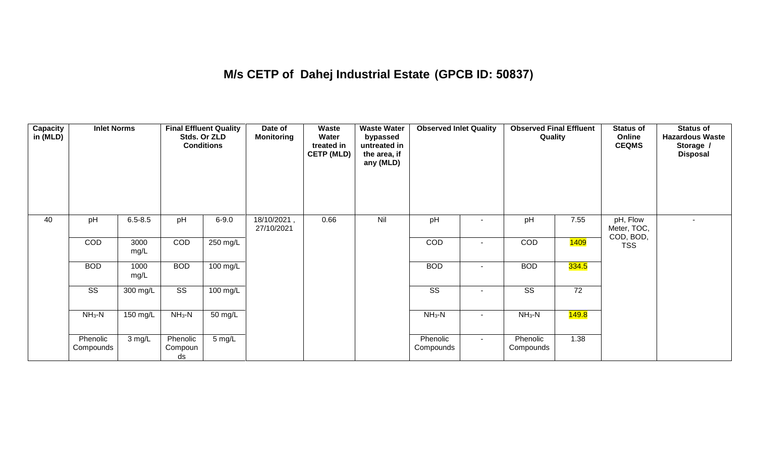# M/s CETP of Dahej Industrial Estate (GPCB ID: 50837)

| Capacity in (MLD) | Inlet Norms | | Final Effluent Quality Stds. Or ZLD Conditions | | Date of Monitoring | Waste Water treated in CETP (MLD) | Waste Water bypassed untreated in the area, if any (MLD) | Observed Inlet Quality | | Observed Final Effluent Quality | | Status of Online CEQMS | Status of Hazardous Waste Storage / Disposal |
|---|---|---|---|---|---|---|---|---|---|---|---|---|---|
| 40 | pH | 6.5-8.5 | pH | 6-9.0 | 18/10/2021 , 27/10/2021 | 0.66 | Nil | pH | - | pH | 7.55 | pH, Flow Meter, TOC, COD, BOD, TSS | - |
| | COD | 3000 mg/L | COD | 250 mg/L | | | | COD | - | COD | 1409 | | |
| | BOD | 1000 mg/L | BOD | 100 mg/L | | | | BOD | - | BOD | 334.5 | | |
| | SS | 300 mg/L | SS | 100 mg/L | | | | SS | - | SS | 72 | | |
| | $NH_3$-N | 150 mg/L | $NH_3$-N | 50 mg/L | | | | $NH_3$-N | - | $NH_3$-N | 149.8 | | |
| | Phenolic Compounds | 3 mg/L | Phenolic Compounds | 5 mg/L | | | | Phenolic Compounds | - | Phenolic Compounds | 1.38 | | |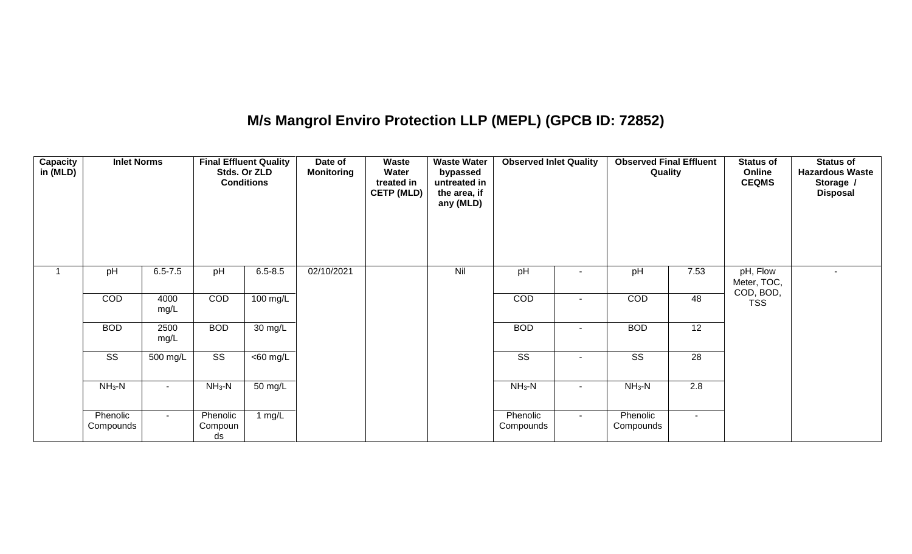## M/s Mangrol Enviro Protection LLP (MEPL) (GPCB ID: 72852)

| Capacity in (MLD) | Inlet Norms | | Final Effluent Quality Stds. Or ZLD Conditions | | Date of Monitoring | Waste Water treated in CETP (MLD) | Waste Water bypassed untreated in the area, if any (MLD) | Observed Inlet Quality | | Observed Final Effluent Quality | | Status of Online CEQMS | Status of Hazardous Waste Storage / Disposal |
|---|---|---|---|---|---|---|---|---|---|---|---|---|---|
| 1 | pH | 6.5-7.5 | pH | 6.5-8.5 | 02/10/2021 | | Nil | pH | - | pH | 7.53 | pH, Flow Meter, TOC, COD, BOD, TSS | - |
| | COD | 4000 mg/L | COD | 100 mg/L | | | | COD | - | COD | 48 | | |
| | BOD | 2500 mg/L | BOD | 30 mg/L | | | | BOD | - | BOD | 12 | | |
| | SS | 500 mg/L | SS | <60 mg/L | | | | SS | - | SS | 28 | | |
| | $NH_3$-N | - | $NH_3$-N | 50 mg/L | | | | $NH_3$-N | - | $NH_3$-N | 2.8 | | |
| | Phenolic Compounds | - | Phenolic Compounds | 1 mg/L | | | | Phenolic Compounds | - | Phenolic Compounds | - | | |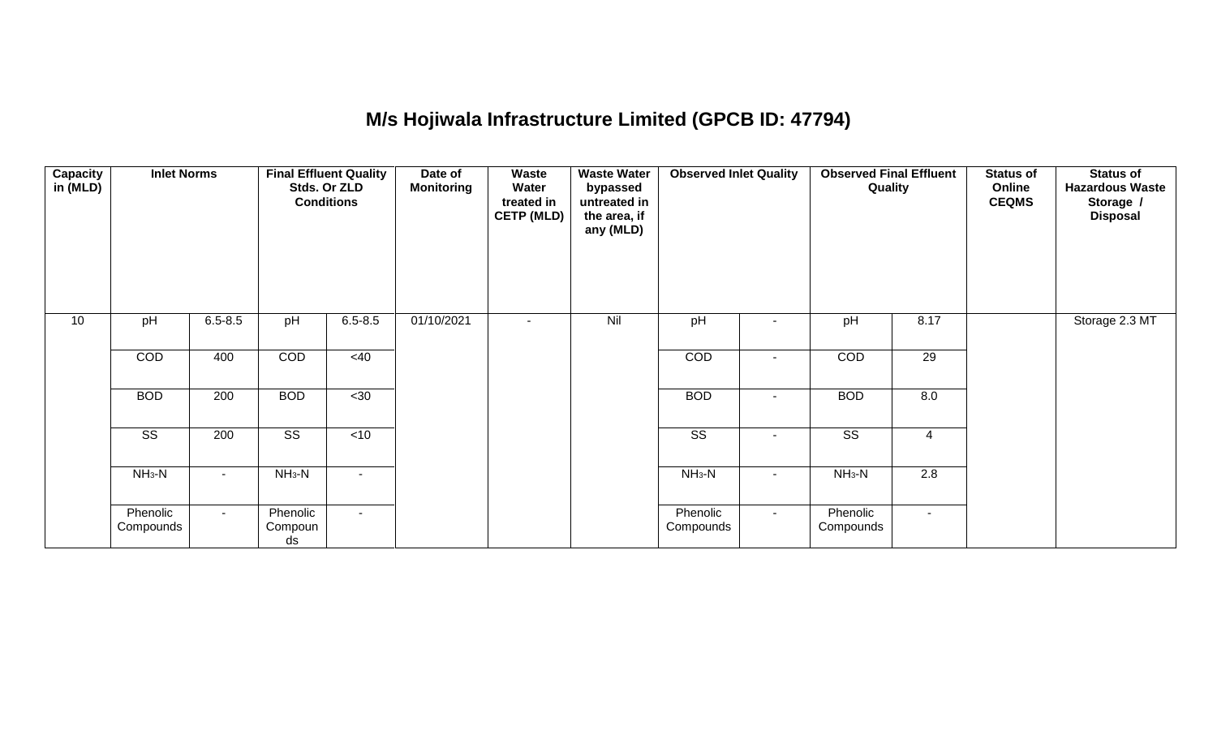# M/s Hojiwala Infrastructure Limited (GPCB ID: 47794)

| Capacity in (MLD) | Inlet Norms | | Final Effluent Quality Stds. Or ZLD Conditions | | Date of Monitoring | Waste Water treated in CETP (MLD) | Waste Water bypassed untreated in the area, if any (MLD) | Observed Inlet Quality | | Observed Final Effluent Quality | | Status of Online CEQMS | Status of Hazardous Waste Storage / Disposal |
|---|---|---|---|---|---|---|---|---|---|---|---|---|---|
| 10 | pH | 6.5-8.5 | pH | 6.5-8.5 | 01/10/2021 | - | Nil | pH | - | pH | 8.17 | | Storage 2.3 MT |
| | COD | 400 | COD | <40 | | | | COD | - | COD | 29 | | |
| | BOD | 200 | BOD | <30 | | | | BOD | - | BOD | 8.0 | | |
| | SS | 200 | SS | <10 | | | | SS | - | SS | 4 | | |
| | $NH_3$-N | - | $NH_3$-N | - | | | | $NH_3$-N | - | $NH_3$-N | 2.8 | | |
| | Phenolic Compounds | - | Phenolic Compounds | - | | | | Phenolic Compounds | - | Phenolic Compounds | - | | |